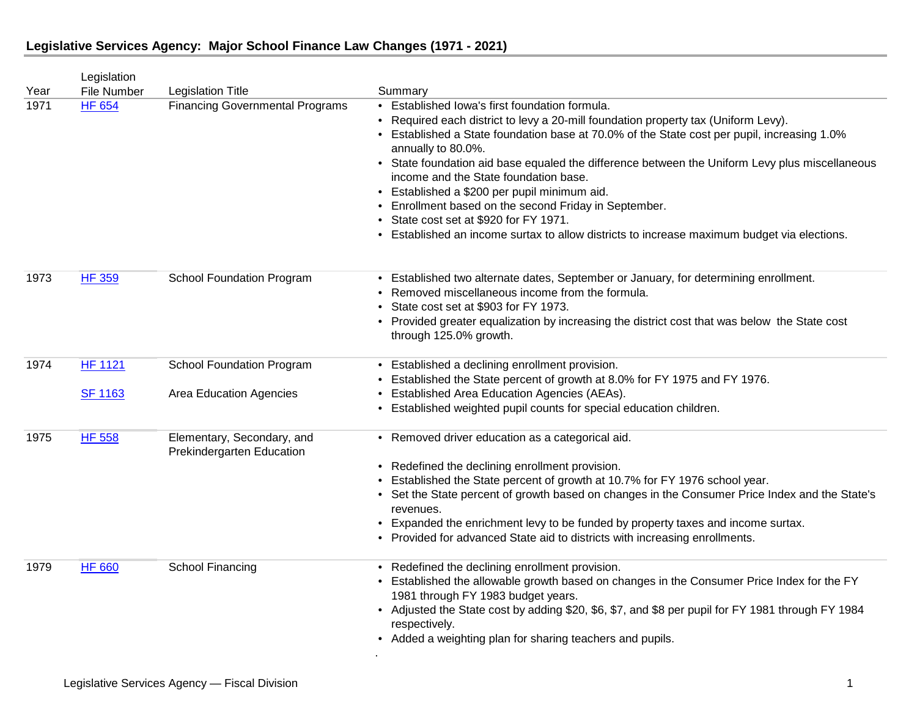## Legislative Services Agency: Major School Finance Law Changes (1971 - 2021)

| Year | Legislation File Number | Legislation Title | Summary |
|---|---|---|---|
| 1971 | HF 654 | Financing Governmental Programs | • Established Iowa's first foundation formula.<br>• Required each district to levy a 20-mill foundation property tax (Uniform Levy).<br>• Established a State foundation base at 70.0% of the State cost per pupil, increasing 1.0% annually to 80.0%.<br>• State foundation aid base equaled the difference between the Uniform Levy plus miscellaneous income and the State foundation base.<br>• Established a $200 per pupil minimum aid.<br>• Enrollment based on the second Friday in September.<br>• State cost set at $920 for FY 1971.<br>• Established an income surtax to allow districts to increase maximum budget via elections. |
| 1973 | HF 359 | School Foundation Program | • Established two alternate dates, September or January, for determining enrollment.<br>• Removed miscellaneous income from the formula.<br>• State cost set at $903 for FY 1973.<br>• Provided greater equalization by increasing the district cost that was below the State cost through 125.0% growth. |
| 1974 | HF 1121 | School Foundation Program | • Established a declining enrollment provision.<br>• Established the State percent of growth at 8.0% for FY 1975 and FY 1976. |
| | SF 1163 | Area Education Agencies | • Established Area Education Agencies (AEAs).<br>• Established weighted pupil counts for special education children. |
| 1975 | HF 558 | Elementary, Secondary, and Prekindergarten Education | • Removed driver education as a categorical aid.<br>• Redefined the declining enrollment provision.<br>• Established the State percent of growth at 10.7% for FY 1976 school year.<br>• Set the State percent of growth based on changes in the Consumer Price Index and the State's revenues.<br>• Expanded the enrichment levy to be funded by property taxes and income surtax.<br>• Provided for advanced State aid to districts with increasing enrollments. |
| 1979 | HF 660 | School Financing | • Redefined the declining enrollment provision.<br>• Established the allowable growth based on changes in the Consumer Price Index for the FY 1981 through FY 1983 budget years.<br>• Adjusted the State cost by adding $20, $6, $7, and $8 per pupil for FY 1981 through FY 1984 respectively.<br>• Added a weighting plan for sharing teachers and pupils. |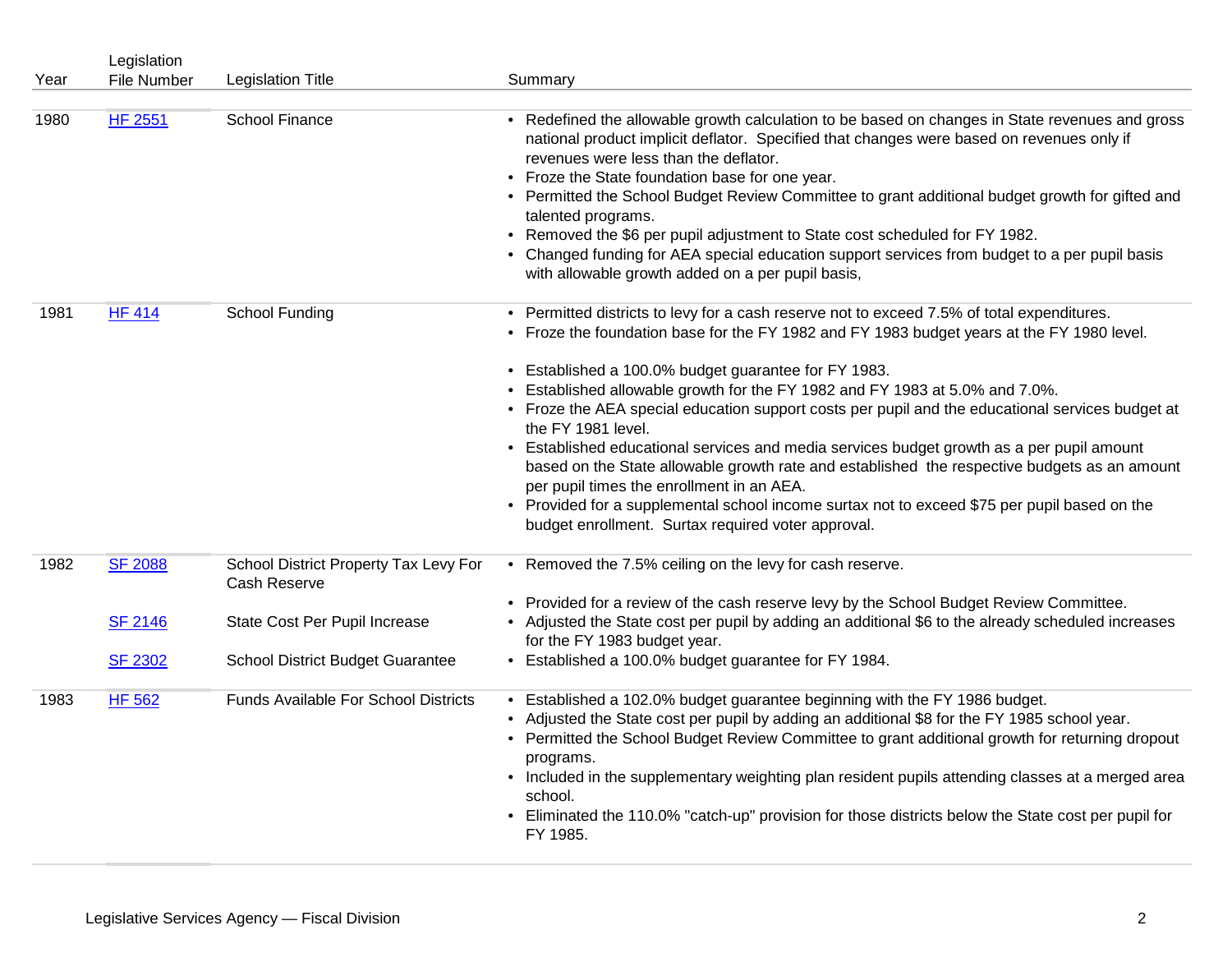| Year | Legislation File Number | Legislation Title | Summary |
|---|---|---|---|
| 1980 | [HF 2551]() | School Finance | • Redefined the allowable growth calculation to be based on changes in State revenues and gross national product implicit deflator. Specified that changes were based on revenues only if revenues were less than the deflator.<br>• Froze the State foundation base for one year.<br>• Permitted the School Budget Review Committee to grant additional budget growth for gifted and talented programs.<br>• Removed the $6 per pupil adjustment to State cost scheduled for FY 1982.<br>• Changed funding for AEA special education support services from budget to a per pupil basis with allowable growth added on a per pupil basis, |
| 1981 | [HF 414]() | School Funding | • Permitted districts to levy for a cash reserve not to exceed 7.5% of total expenditures.<br>• Froze the foundation base for the FY 1982 and FY 1983 budget years at the FY 1980 level.<br>• Established a 100.0% budget guarantee for FY 1983.<br>• Established allowable growth for the FY 1982 and FY 1983 at 5.0% and 7.0%.<br>• Froze the AEA special education support costs per pupil and the educational services budget at the FY 1981 level.<br>• Established educational services and media services budget growth as a per pupil amount based on the State allowable growth rate and established the respective budgets as an amount per pupil times the enrollment in an AEA.<br>• Provided for a supplemental school income surtax not to exceed $75 per pupil based on the budget enrollment. Surtax required voter approval. |
| 1982 | [SF 2088]() | School District Property Tax Levy For Cash Reserve | • Removed the 7.5% ceiling on the levy for cash reserve.<br>• Provided for a review of the cash reserve levy by the School Budget Review Committee. |
| | [SF 2146]() | State Cost Per Pupil Increase | • Adjusted the State cost per pupil by adding an additional $6 to the already scheduled increases for the FY 1983 budget year. |
| | [SF 2302]() | School District Budget Guarantee | • Established a 100.0% budget guarantee for FY 1984. |
| 1983 | [HF 562]() | Funds Available For School Districts | • Established a 102.0% budget guarantee beginning with the FY 1986 budget.<br>• Adjusted the State cost per pupil by adding an additional $8 for the FY 1985 school year.<br>• Permitted the School Budget Review Committee to grant additional growth for returning dropout programs.<br>• Included in the supplementary weighting plan resident pupils attending classes at a merged area school.<br>• Eliminated the 110.0% "catch-up" provision for those districts below the State cost per pupil for FY 1985. |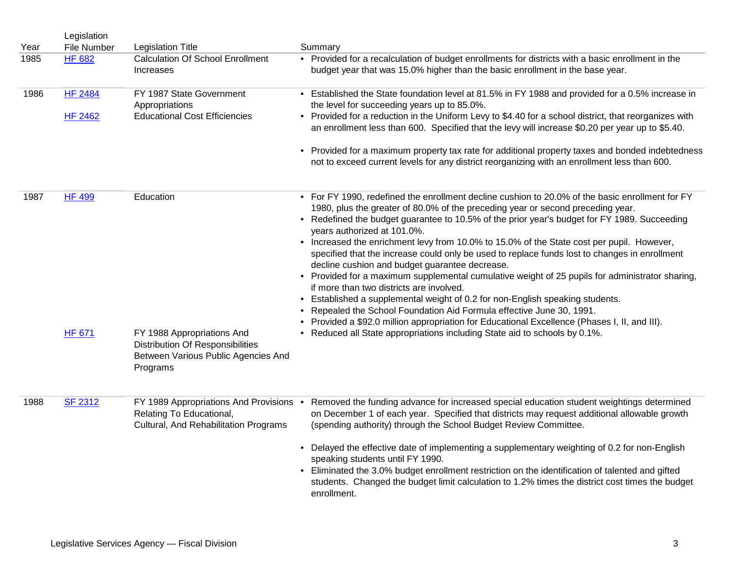| Year | Legislation File Number | Legislation Title | Summary |
|---|---|---|---|
| 1985 | HF 682 | Calculation Of School Enrollment Increases | • Provided for a recalculation of budget enrollments for districts with a basic enrollment in the budget year that was 15.0% higher than the basic enrollment in the base year. |
| 1986 | HF 2484 | FY 1987 State Government Appropriations | • Established the State foundation level at 81.5% in FY 1988 and provided for a 0.5% increase in the level for succeeding years up to 85.0%. |
| | HF 2462 | Educational Cost Efficiencies | • Provided for a reduction in the Uniform Levy to $4.40 for a school district, that reorganizes with an enrollment less than 600. Specified that the levy will increase $0.20 per year up to $5.40.<br>• Provided for a maximum property tax rate for additional property taxes and bonded indebtedness not to exceed current levels for any district reorganizing with an enrollment less than 600. |
| 1987 | HF 499 | Education | • For FY 1990, redefined the enrollment decline cushion to 20.0% of the basic enrollment for FY 1980, plus the greater of 80.0% of the preceding year or second preceding year.<br>• Redefined the budget guarantee to 10.5% of the prior year's budget for FY 1989. Succeeding years authorized at 101.0%.<br>• Increased the enrichment levy from 10.0% to 15.0% of the State cost per pupil. However, specified that the increase could only be used to replace funds lost to changes in enrollment decline cushion and budget guarantee decrease.<br>• Provided for a maximum supplemental cumulative weight of 25 pupils for administrator sharing, if more than two districts are involved.<br>• Established a supplemental weight of 0.2 for non-English speaking students.<br>• Repealed the School Foundation Aid Formula effective June 30, 1991.<br>• Provided a $92.0 million appropriation for Educational Excellence (Phases I, II, and III). |
| | HF 671 | FY 1988 Appropriations And Distribution Of Responsibilities Between Various Public Agencies And Programs | • Reduced all State appropriations including State aid to schools by 0.1%. |
| 1988 | SF 2312 | FY 1989 Appropriations And Provisions Relating To Educational, Cultural, And Rehabilitation Programs | • Removed the funding advance for increased special education student weightings determined on December 1 of each year. Specified that districts may request additional allowable growth (spending authority) through the School Budget Review Committee.<br>• Delayed the effective date of implementing a supplementary weighting of 0.2 for non-English speaking students until FY 1990.<br>• Eliminated the 3.0% budget enrollment restriction on the identification of talented and gifted students. Changed the budget limit calculation to 1.2% times the district cost times the budget enrollment. |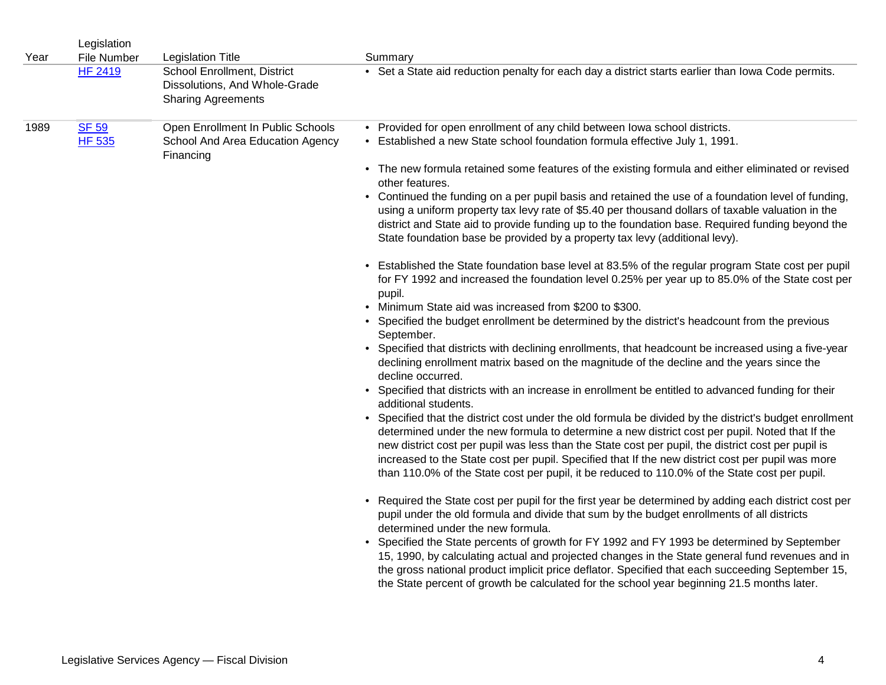| Year | Legislation File Number | Legislation Title | Summary |
|---|---|---|---|
| | HF 2419 | School Enrollment, District Dissolutions, And Whole-Grade Sharing Agreements | • Set a State aid reduction penalty for each day a district starts earlier than Iowa Code permits. |
| 1989 | SF 59<br>HF 535 | Open Enrollment In Public Schools<br>School And Area Education Agency Financing | • Provided for open enrollment of any child between Iowa school districts.<br>• Established a new State school foundation formula effective July 1, 1991.<br><br>• The new formula retained some features of the existing formula and either eliminated or revised other features.<br>• Continued the funding on a per pupil basis and retained the use of a foundation level of funding, using a uniform property tax levy rate of $5.40 per thousand dollars of taxable valuation in the district and State aid to provide funding up to the foundation base. Required funding beyond the State foundation base be provided by a property tax levy (additional levy).<br><br>• Established the State foundation base level at 83.5% of the regular program State cost per pupil for FY 1992 and increased the foundation level 0.25% per year up to 85.0% of the State cost per pupil.<br>• Minimum State aid was increased from $200 to $300.<br>• Specified the budget enrollment be determined by the district's headcount from the previous September.<br>• Specified that districts with declining enrollments, that headcount be increased using a five-year declining enrollment matrix based on the magnitude of the decline and the years since the decline occurred.<br>• Specified that districts with an increase in enrollment be entitled to advanced funding for their additional students.<br>• Specified that the district cost under the old formula be divided by the district's budget enrollment determined under the new formula to determine a new district cost per pupil. Noted that If the new district cost per pupil was less than the State cost per pupil, the district cost per pupil is increased to the State cost per pupil. Specified that If the new district cost per pupil was more than 110.0% of the State cost per pupil, it be reduced to 110.0% of the State cost per pupil.<br><br>• Required the State cost per pupil for the first year be determined by adding each district cost per pupil under the old formula and divide that sum by the budget enrollments of all districts determined under the new formula.<br>• Specified the State percents of growth for FY 1992 and FY 1993 be determined by September 15, 1990, by calculating actual and projected changes in the State general fund revenues and in the gross national product implicit price deflator. Specified that each succeeding September 15, the State percent of growth be calculated for the school year beginning 21.5 months later. |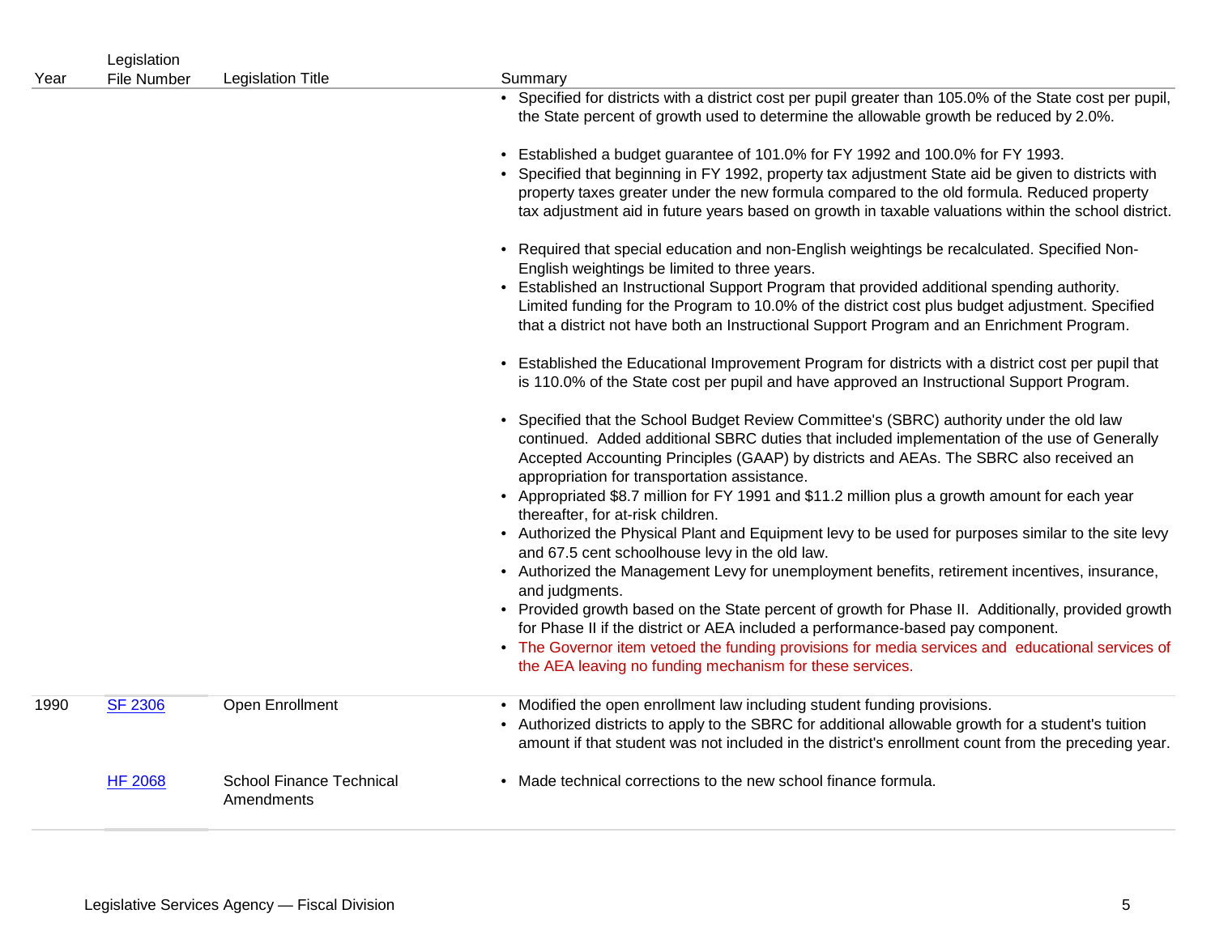| Year | Legislation File Number | Legislation Title | Summary |
|---|---|---|---|
| | | | • Specified for districts with a district cost per pupil greater than 105.0% of the State cost per pupil, the State percent of growth used to determine the allowable growth be reduced by 2.0%.<br><br>• Established a budget guarantee of 101.0% for FY 1992 and 100.0% for FY 1993.<br>• Specified that beginning in FY 1992, property tax adjustment State aid be given to districts with property taxes greater under the new formula compared to the old formula. Reduced property tax adjustment aid in future years based on growth in taxable valuations within the school district.<br><br>• Required that special education and non-English weightings be recalculated. Specified Non-English weightings be limited to three years.<br>• Established an Instructional Support Program that provided additional spending authority. Limited funding for the Program to 10.0% of the district cost plus budget adjustment. Specified that a district not have both an Instructional Support Program and an Enrichment Program.<br><br>• Established the Educational Improvement Program for districts with a district cost per pupil that is 110.0% of the State cost per pupil and have approved an Instructional Support Program.<br><br>• Specified that the School Budget Review Committee's (SBRC) authority under the old law continued. Added additional SBRC duties that included implementation of the use of Generally Accepted Accounting Principles (GAAP) by districts and AEAs. The SBRC also received an appropriation for transportation assistance.<br>• Appropriated $8.7 million for FY 1991 and $11.2 million plus a growth amount for each year thereafter, for at-risk children.<br>• Authorized the Physical Plant and Equipment levy to be used for purposes similar to the site levy and 67.5 cent schoolhouse levy in the old law.<br>• Authorized the Management Levy for unemployment benefits, retirement incentives, insurance, and judgments.<br>• Provided growth based on the State percent of growth for Phase II. Additionally, provided growth for Phase II if the district or AEA included a performance-based pay component.<br>• The Governor item vetoed the funding provisions for media services and educational services of the AEA leaving no funding mechanism for these services. |
| 1990 | SF 2306 | Open Enrollment | • Modified the open enrollment law including student funding provisions.<br>• Authorized districts to apply to the SBRC for additional allowable growth for a student's tuition amount if that student was not included in the district's enrollment count from the preceding year. |
| | HF 2068 | School Finance Technical Amendments | • Made technical corrections to the new school finance formula. |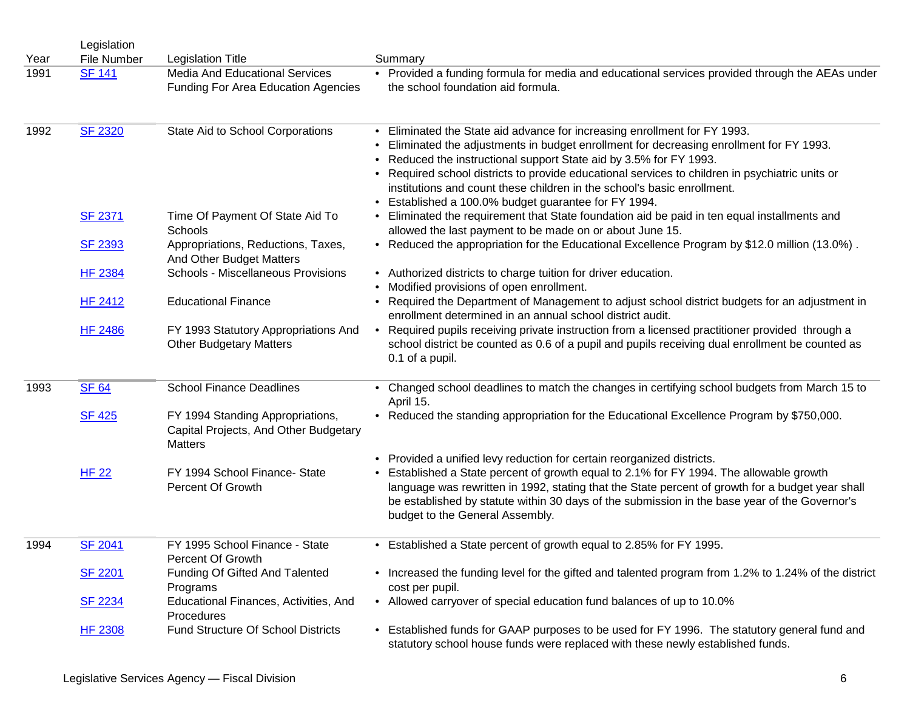| Year | Legislation File Number | Legislation Title | Summary |
|---|---|---|---|
| 1991 | SF 141 | Media And Educational Services Funding For Area Education Agencies | • Provided a funding formula for media and educational services provided through the AEAs under the school foundation aid formula. |
| 1992 | SF 2320 | State Aid to School Corporations | • Eliminated the State aid advance for increasing enrollment for FY 1993.<br>• Eliminated the adjustments in budget enrollment for decreasing enrollment for FY 1993.<br>• Reduced the instructional support State aid by 3.5% for FY 1993.<br>• Required school districts to provide educational services to children in psychiatric units or institutions and count these children in the school's basic enrollment.<br>• Established a 100.0% budget guarantee for FY 1994. |
| | SF 2371 | Time Of Payment Of State Aid To Schools | • Eliminated the requirement that State foundation aid be paid in ten equal installments and allowed the last payment to be made on or about June 15. |
| | SF 2393 | Appropriations, Reductions, Taxes, And Other Budget Matters | • Reduced the appropriation for the Educational Excellence Program by $12.0 million (13.0%) . |
| | HF 2384 | Schools - Miscellaneous Provisions | • Authorized districts to charge tuition for driver education.<br>• Modified provisions of open enrollment. |
| | HF 2412 | Educational Finance | • Required the Department of Management to adjust school district budgets for an adjustment in enrollment determined in an annual school district audit. |
| | HF 2486 | FY 1993 Statutory Appropriations And Other Budgetary Matters | • Required pupils receiving private instruction from a licensed practitioner provided through a school district be counted as 0.6 of a pupil and pupils receiving dual enrollment be counted as 0.1 of a pupil. |
| 1993 | SF 64 | School Finance Deadlines | • Changed school deadlines to match the changes in certifying school budgets from March 15 to April 15. |
| | SF 425 | FY 1994 Standing Appropriations, Capital Projects, And Other Budgetary Matters | • Reduced the standing appropriation for the Educational Excellence Program by $750,000.<br>• Provided a unified levy reduction for certain reorganized districts. |
| | HF 22 | FY 1994 School Finance- State Percent Of Growth | • Established a State percent of growth equal to 2.1% for FY 1994. The allowable growth language was rewritten in 1992, stating that the State percent of growth for a budget year shall be established by statute within 30 days of the submission in the base year of the Governor's budget to the General Assembly. |
| 1994 | SF 2041 | FY 1995 School Finance - State Percent Of Growth | • Established a State percent of growth equal to 2.85% for FY 1995. |
| | SF 2201 | Funding Of Gifted And Talented Programs | • Increased the funding level for the gifted and talented program from 1.2% to 1.24% of the district cost per pupil. |
| | SF 2234 | Educational Finances, Activities, And Procedures | • Allowed carryover of special education fund balances of up to 10.0% |
| | HF 2308 | Fund Structure Of School Districts | • Established funds for GAAP purposes to be used for FY 1996. The statutory general fund and statutory school house funds were replaced with these newly established funds. |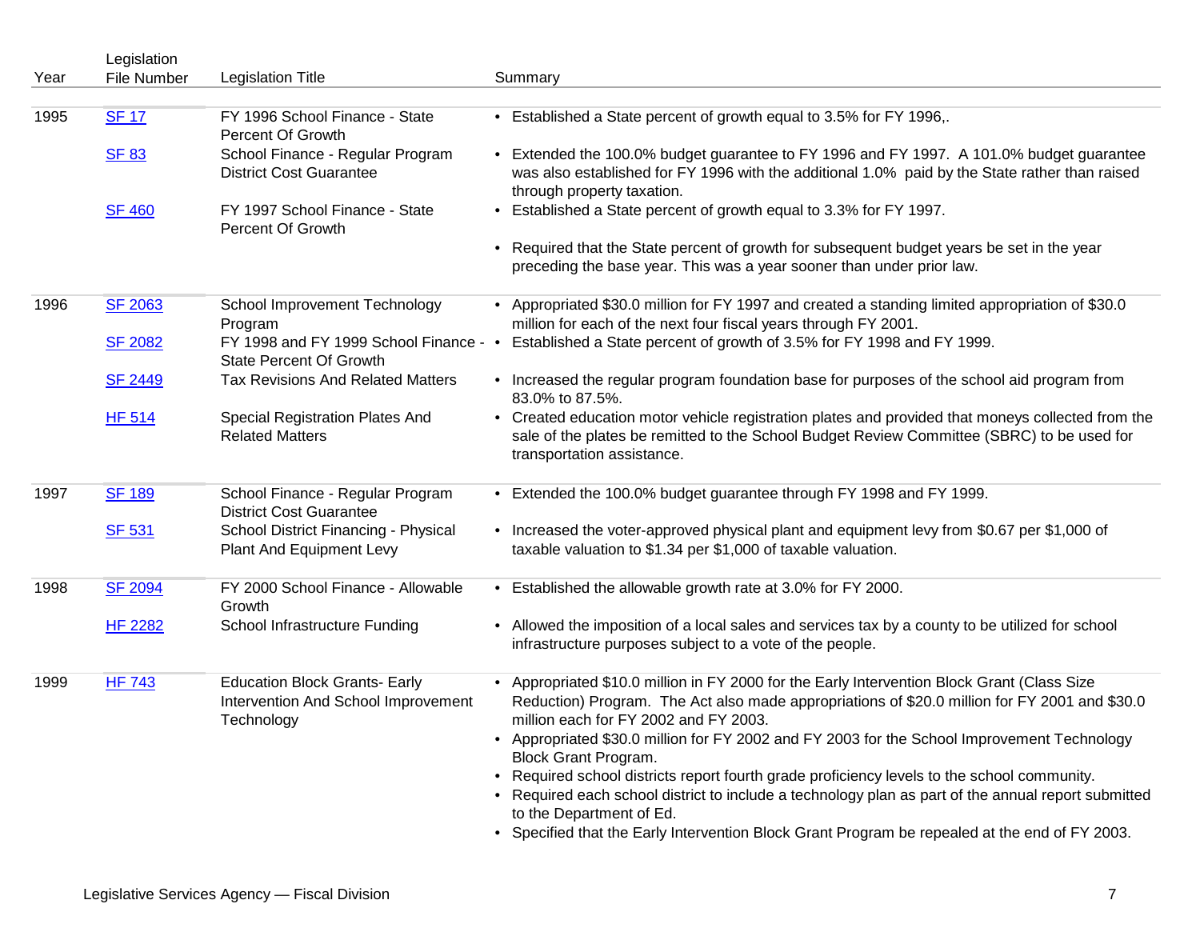| Year | Legislation File Number | Legislation Title | Summary |
|---|---|---|---|
| 1995 | SF 17 | FY 1996 School Finance - State Percent Of Growth | • Established a State percent of growth equal to 3.5% for FY 1996,. |
| | SF 83 | School Finance - Regular Program District Cost Guarantee | • Extended the 100.0% budget guarantee to FY 1996 and FY 1997. A 101.0% budget guarantee was also established for FY 1996 with the additional 1.0% paid by the State rather than raised through property taxation. |
| | SF 460 | FY 1997 School Finance - State Percent Of Growth | • Established a State percent of growth equal to 3.3% for FY 1997.<br>• Required that the State percent of growth for subsequent budget years be set in the year preceding the base year. This was a year sooner than under prior law. |
| 1996 | SF 2063 | School Improvement Technology Program | • Appropriated $30.0 million for FY 1997 and created a standing limited appropriation of $30.0 million for each of the next four fiscal years through FY 2001. |
| | SF 2082 | FY 1998 and FY 1999 School Finance - State Percent Of Growth | • Established a State percent of growth of 3.5% for FY 1998 and FY 1999. |
| | SF 2449 | Tax Revisions And Related Matters | • Increased the regular program foundation base for purposes of the school aid program from 83.0% to 87.5%. |
| | HF 514 | Special Registration Plates And Related Matters | • Created education motor vehicle registration plates and provided that moneys collected from the sale of the plates be remitted to the School Budget Review Committee (SBRC) to be used for transportation assistance. |
| 1997 | SF 189 | School Finance - Regular Program District Cost Guarantee | • Extended the 100.0% budget guarantee through FY 1998 and FY 1999. |
| | SF 531 | School District Financing - Physical Plant And Equipment Levy | • Increased the voter-approved physical plant and equipment levy from $0.67 per $1,000 of taxable valuation to $1.34 per $1,000 of taxable valuation. |
| 1998 | SF 2094 | FY 2000 School Finance - Allowable Growth | • Established the allowable growth rate at 3.0% for FY 2000. |
| | HF 2282 | School Infrastructure Funding | • Allowed the imposition of a local sales and services tax by a county to be utilized for school infrastructure purposes subject to a vote of the people. |
| 1999 | HF 743 | Education Block Grants- Early Intervention And School Improvement Technology | • Appropriated $10.0 million in FY 2000 for the Early Intervention Block Grant (Class Size Reduction) Program. The Act also made appropriations of $20.0 million for FY 2001 and $30.0 million each for FY 2002 and FY 2003.<br>• Appropriated $30.0 million for FY 2002 and FY 2003 for the School Improvement Technology Block Grant Program.<br>• Required school districts report fourth grade proficiency levels to the school community.<br>• Required each school district to include a technology plan as part of the annual report submitted to the Department of Ed.<br>• Specified that the Early Intervention Block Grant Program be repealed at the end of FY 2003. |

Legislative Services Agency — Fiscal Division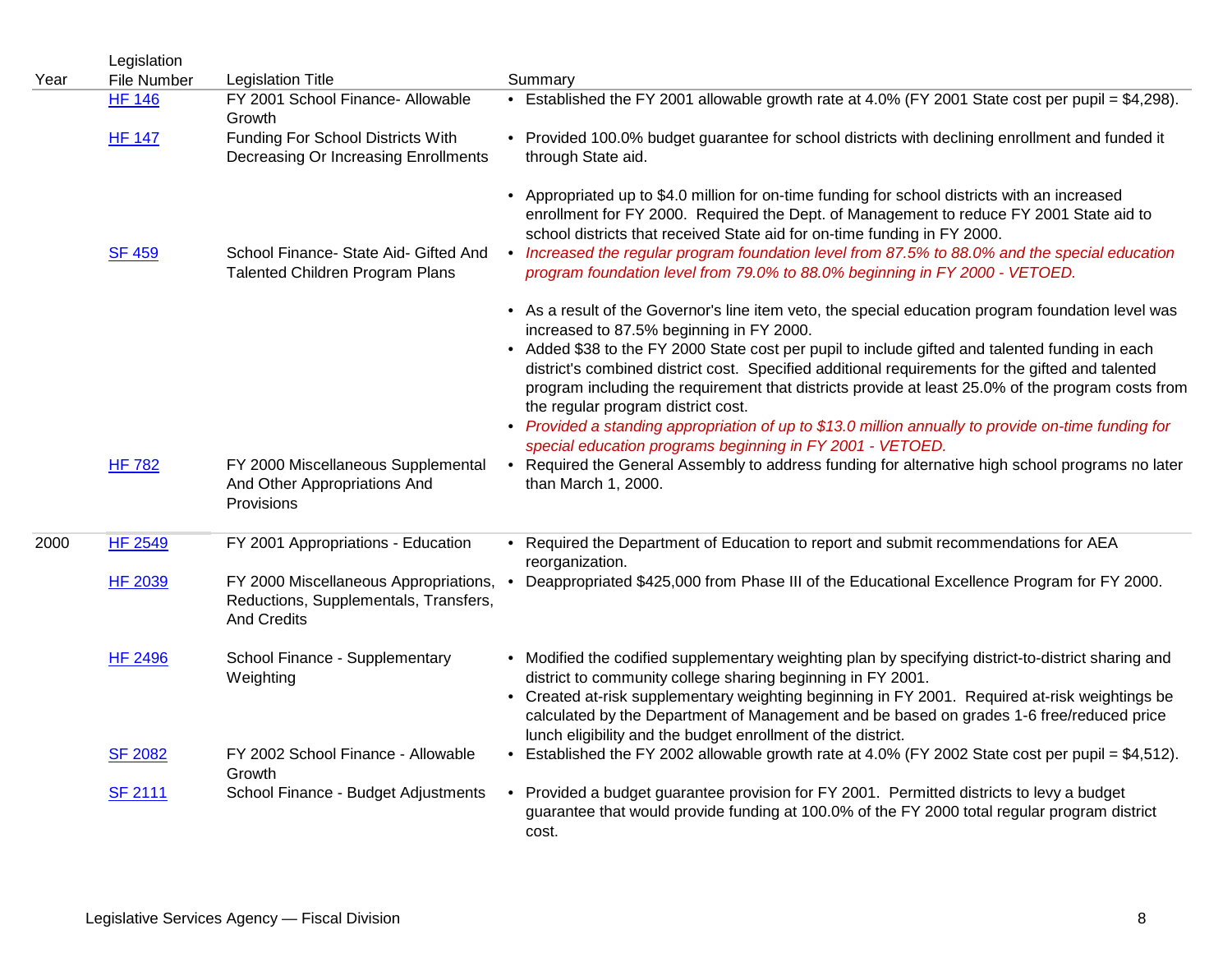| Year | Legislation File Number | Legislation Title | Summary |
|---|---|---|---|
| | HF 146 | FY 2001 School Finance- Allowable Growth | • Established the FY 2001 allowable growth rate at 4.0% (FY 2001 State cost per pupil = $4,298). |
| | HF 147 | Funding For School Districts With Decreasing Or Increasing Enrollments | • Provided 100.0% budget guarantee for school districts with declining enrollment and funded it through State aid.<br>• Appropriated up to $4.0 million for on-time funding for school districts with an increased enrollment for FY 2000. Required the Dept. of Management to reduce FY 2001 State aid to school districts that received State aid for on-time funding in FY 2000. |
| | SF 459 | School Finance- State Aid- Gifted And Talented Children Program Plans | • *Increased the regular program foundation level from 87.5% to 88.0% and the special education program foundation level from 79.0% to 88.0% beginning in FY 2000 - VETOED.*<br>• As a result of the Governor's line item veto, the special education program foundation level was increased to 87.5% beginning in FY 2000.<br>• Added $38 to the FY 2000 State cost per pupil to include gifted and talented funding in each district's combined district cost. Specified additional requirements for the gifted and talented program including the requirement that districts provide at least 25.0% of the program costs from the regular program district cost.<br>• *Provided a standing appropriation of up to $13.0 million annually to provide on-time funding for special education programs beginning in FY 2001 - VETOED.* |
| | HF 782 | FY 2000 Miscellaneous Supplemental And Other Appropriations And Provisions | • Required the General Assembly to address funding for alternative high school programs no later than March 1, 2000. |
| 2000 | HF 2549 | FY 2001 Appropriations - Education | • Required the Department of Education to report and submit recommendations for AEA reorganization. |
| | HF 2039 | FY 2000 Miscellaneous Appropriations, Reductions, Supplementals, Transfers, And Credits | • Deappropriated $425,000 from Phase III of the Educational Excellence Program for FY 2000. |
| | HF 2496 | School Finance - Supplementary Weighting | • Modified the codified supplementary weighting plan by specifying district-to-district sharing and district to community college sharing beginning in FY 2001.<br>• Created at-risk supplementary weighting beginning in FY 2001. Required at-risk weightings be calculated by the Department of Management and be based on grades 1-6 free/reduced price lunch eligibility and the budget enrollment of the district. |
| | SF 2082 | FY 2002 School Finance - Allowable Growth | • Established the FY 2002 allowable growth rate at 4.0% (FY 2002 State cost per pupil = $4,512). |
| | SF 2111 | School Finance - Budget Adjustments | • Provided a budget guarantee provision for FY 2001. Permitted districts to levy a budget guarantee that would provide funding at 100.0% of the FY 2000 total regular program district cost. |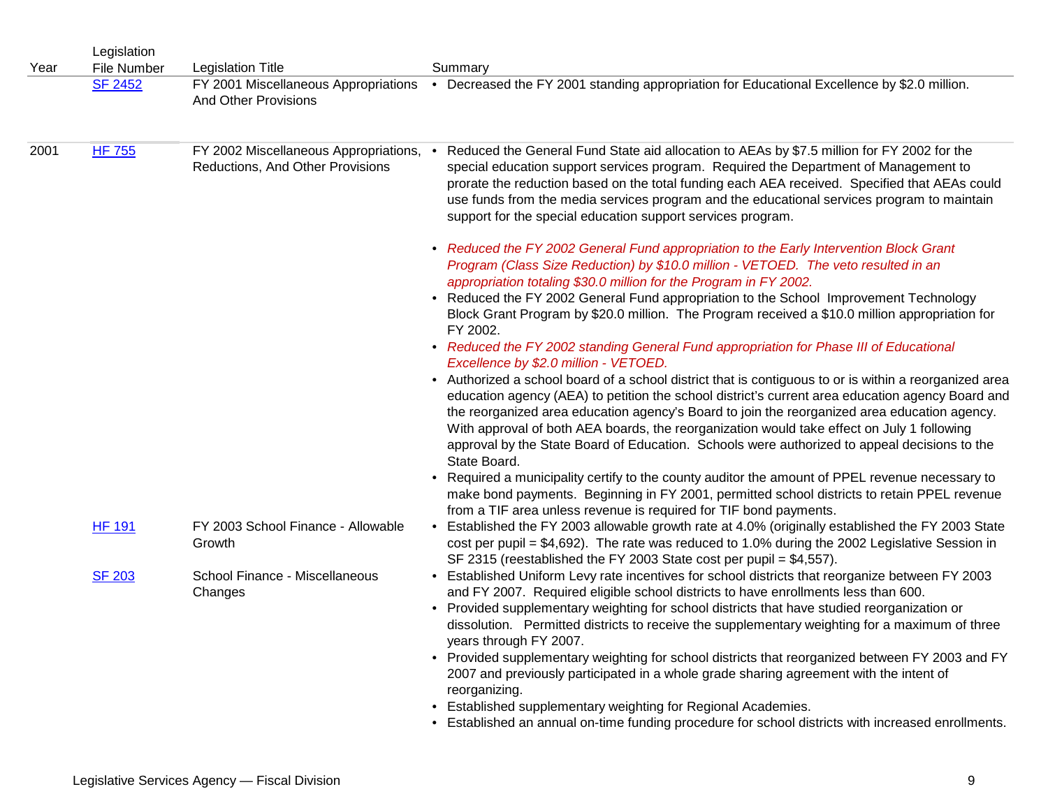| Year | Legislation File Number | Legislation Title | Summary |
|---|---|---|---|
| | [SF 2452]() | FY 2001 Miscellaneous Appropriations And Other Provisions | • Decreased the FY 2001 standing appropriation for Educational Excellence by $2.0 million. |
| 2001 | [HF 755]() | FY 2002 Miscellaneous Appropriations, Reductions, And Other Provisions | • Reduced the General Fund State aid allocation to AEAs by $7.5 million for FY 2002 for the special education support services program. Required the Department of Management to prorate the reduction based on the total funding each AEA received. Specified that AEAs could use funds from the media services program and the educational services program to maintain support for the special education support services program.<br><br>• *Reduced the FY 2002 General Fund appropriation to the Early Intervention Block Grant Program (Class Size Reduction) by $10.0 million - VETOED. The veto resulted in an appropriation totaling $30.0 million for the Program in FY 2002.*<br>• Reduced the FY 2002 General Fund appropriation to the School Improvement Technology Block Grant Program by $20.0 million. The Program received a $10.0 million appropriation for FY 2002.<br>• *Reduced the FY 2002 standing General Fund appropriation for Phase III of Educational Excellence by $2.0 million - VETOED.*<br>• Authorized a school board of a school district that is contiguous to or is within a reorganized area education agency (AEA) to petition the school district's current area education agency Board and the reorganized area education agency's Board to join the reorganized area education agency. With approval of both AEA boards, the reorganization would take effect on July 1 following approval by the State Board of Education. Schools were authorized to appeal decisions to the State Board.<br>• Required a municipality certify to the county auditor the amount of PPEL revenue necessary to make bond payments. Beginning in FY 2001, permitted school districts to retain PPEL revenue from a TIF area unless revenue is required for TIF bond payments. |
| | [HF 191]() | FY 2003 School Finance - Allowable Growth | • Established the FY 2003 allowable growth rate at 4.0% (originally established the FY 2003 State cost per pupil = $4,692). The rate was reduced to 1.0% during the 2002 Legislative Session in SF 2315 (reestablished the FY 2003 State cost per pupil = $4,557). |
| | [SF 203]() | School Finance - Miscellaneous Changes | • Established Uniform Levy rate incentives for school districts that reorganize between FY 2003 and FY 2007. Required eligible school districts to have enrollments less than 600.<br>• Provided supplementary weighting for school districts that have studied reorganization or dissolution. Permitted districts to receive the supplementary weighting for a maximum of three years through FY 2007.<br>• Provided supplementary weighting for school districts that reorganized between FY 2003 and FY 2007 and previously participated in a whole grade sharing agreement with the intent of reorganizing.<br>• Established supplementary weighting for Regional Academies.<br>• Established an annual on-time funding procedure for school districts with increased enrollments. |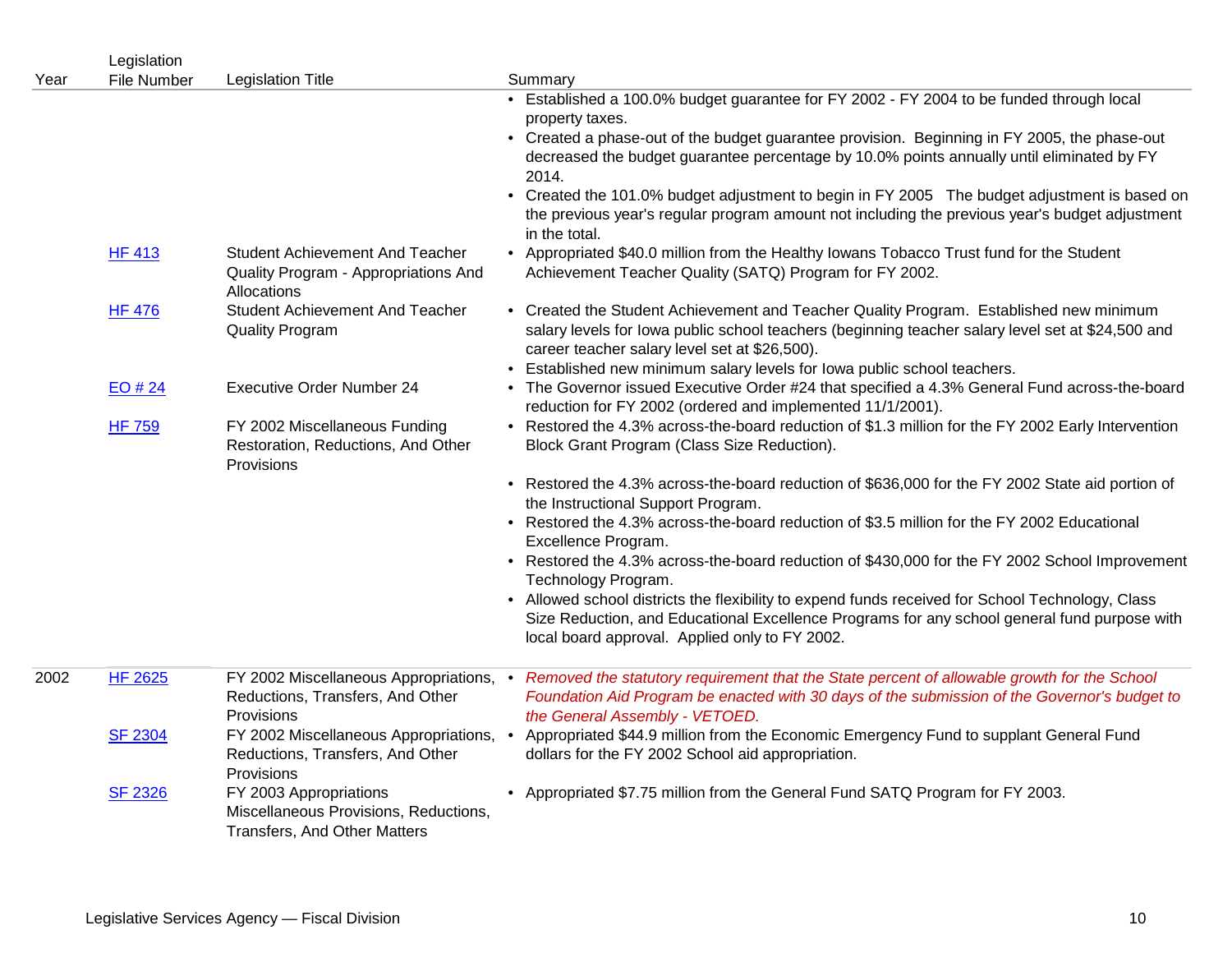| Year | Legislation File Number | Legislation Title | Summary |
|---|---|---|---|
| | | | • Established a 100.0% budget guarantee for FY 2002 - FY 2004 to be funded through local property taxes.<br>• Created a phase-out of the budget guarantee provision. Beginning in FY 2005, the phase-out decreased the budget guarantee percentage by 10.0% points annually until eliminated by FY 2014.<br>• Created the 101.0% budget adjustment to begin in FY 2005 The budget adjustment is based on the previous year's regular program amount not including the previous year's budget adjustment in the total. |
| | HF 413 | Student Achievement And Teacher Quality Program - Appropriations And Allocations | • Appropriated $40.0 million from the Healthy Iowans Tobacco Trust fund for the Student Achievement Teacher Quality (SATQ) Program for FY 2002. |
| | HF 476 | Student Achievement And Teacher Quality Program | • Created the Student Achievement and Teacher Quality Program. Established new minimum salary levels for Iowa public school teachers (beginning teacher salary level set at $24,500 and career teacher salary level set at $26,500).<br>• Established new minimum salary levels for Iowa public school teachers. |
| | EO # 24 | Executive Order Number 24 | • The Governor issued Executive Order #24 that specified a 4.3% General Fund across-the-board reduction for FY 2002 (ordered and implemented 11/1/2001). |
| | HF 759 | FY 2002 Miscellaneous Funding Restoration, Reductions, And Other Provisions | • Restored the 4.3% across-the-board reduction of $1.3 million for the FY 2002 Early Intervention Block Grant Program (Class Size Reduction).<br>• Restored the 4.3% across-the-board reduction of $636,000 for the FY 2002 State aid portion of the Instructional Support Program.<br>• Restored the 4.3% across-the-board reduction of $3.5 million for the FY 2002 Educational Excellence Program.<br>• Restored the 4.3% across-the-board reduction of $430,000 for the FY 2002 School Improvement Technology Program.<br>• Allowed school districts the flexibility to expend funds received for School Technology, Class Size Reduction, and Educational Excellence Programs for any school general fund purpose with local board approval. Applied only to FY 2002. |
| 2002 | HF 2625 | FY 2002 Miscellaneous Appropriations, Reductions, Transfers, And Other Provisions | • *Removed the statutory requirement that the State percent of allowable growth for the School Foundation Aid Program be enacted with 30 days of the submission of the Governor's budget to the General Assembly - VETOED.* |
| | SF 2304 | FY 2002 Miscellaneous Appropriations, Reductions, Transfers, And Other Provisions | • Appropriated $44.9 million from the Economic Emergency Fund to supplant General Fund dollars for the FY 2002 School aid appropriation. |
| | SF 2326 | FY 2003 Appropriations Miscellaneous Provisions, Reductions, Transfers, And Other Matters | • Appropriated $7.75 million from the General Fund SATQ Program for FY 2003. |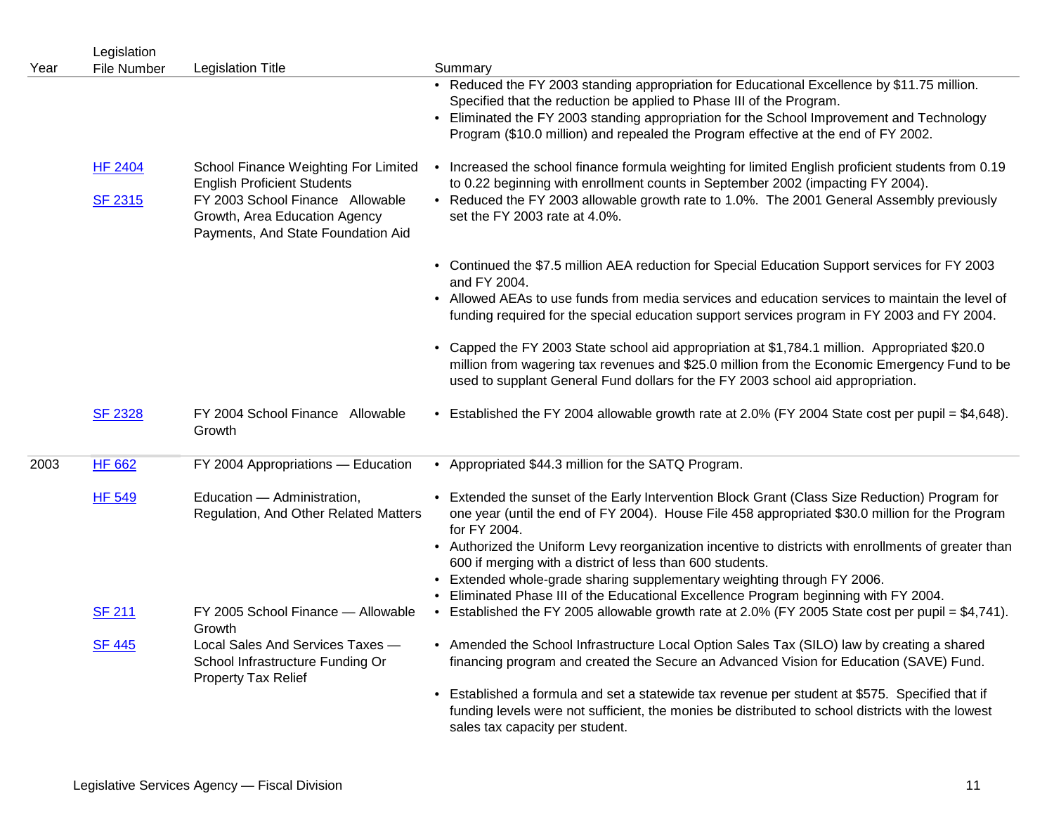| Year | Legislation File Number | Legislation Title | Summary |
|---|---|---|---|
| | | | • Reduced the FY 2003 standing appropriation for Educational Excellence by $11.75 million. Specified that the reduction be applied to Phase III of the Program.<br>• Eliminated the FY 2003 standing appropriation for the School Improvement and Technology Program ($10.0 million) and repealed the Program effective at the end of FY 2002. |
| | HF 2404 | School Finance Weighting For Limited English Proficient Students | • Increased the school finance formula weighting for limited English proficient students from 0.19 to 0.22 beginning with enrollment counts in September 2002 (impacting FY 2004). |
| | SF 2315 | FY 2003 School Finance Allowable Growth, Area Education Agency Payments, And State Foundation Aid | • Reduced the FY 2003 allowable growth rate to 1.0%. The 2001 General Assembly previously set the FY 2003 rate at 4.0%.<br>• Continued the $7.5 million AEA reduction for Special Education Support services for FY 2003 and FY 2004.<br>• Allowed AEAs to use funds from media services and education services to maintain the level of funding required for the special education support services program in FY 2003 and FY 2004.<br>• Capped the FY 2003 State school aid appropriation at $1,784.1 million. Appropriated $20.0 million from wagering tax revenues and $25.0 million from the Economic Emergency Fund to be used to supplant General Fund dollars for the FY 2003 school aid appropriation. |
| | SF 2328 | FY 2004 School Finance Allowable Growth | • Established the FY 2004 allowable growth rate at 2.0% (FY 2004 State cost per pupil = $4,648). |
| 2003 | HF 662 | FY 2004 Appropriations — Education | • Appropriated $44.3 million for the SATQ Program. |
| | HF 549 | Education — Administration, Regulation, And Other Related Matters | • Extended the sunset of the Early Intervention Block Grant (Class Size Reduction) Program for one year (until the end of FY 2004). House File 458 appropriated $30.0 million for the Program for FY 2004.<br>• Authorized the Uniform Levy reorganization incentive to districts with enrollments of greater than 600 if merging with a district of less than 600 students.<br>• Extended whole-grade sharing supplementary weighting through FY 2006.<br>• Eliminated Phase III of the Educational Excellence Program beginning with FY 2004. |
| | SF 211 | FY 2005 School Finance — Allowable Growth | • Established the FY 2005 allowable growth rate at 2.0% (FY 2005 State cost per pupil = $4,741). |
| | SF 445 | Local Sales And Services Taxes — School Infrastructure Funding Or Property Tax Relief | • Amended the School Infrastructure Local Option Sales Tax (SILO) law by creating a shared financing program and created the Secure an Advanced Vision for Education (SAVE) Fund.<br>• Established a formula and set a statewide tax revenue per student at $575. Specified that if funding levels were not sufficient, the monies be distributed to school districts with the lowest sales tax capacity per student. |

Legislative Services Agency — Fiscal Division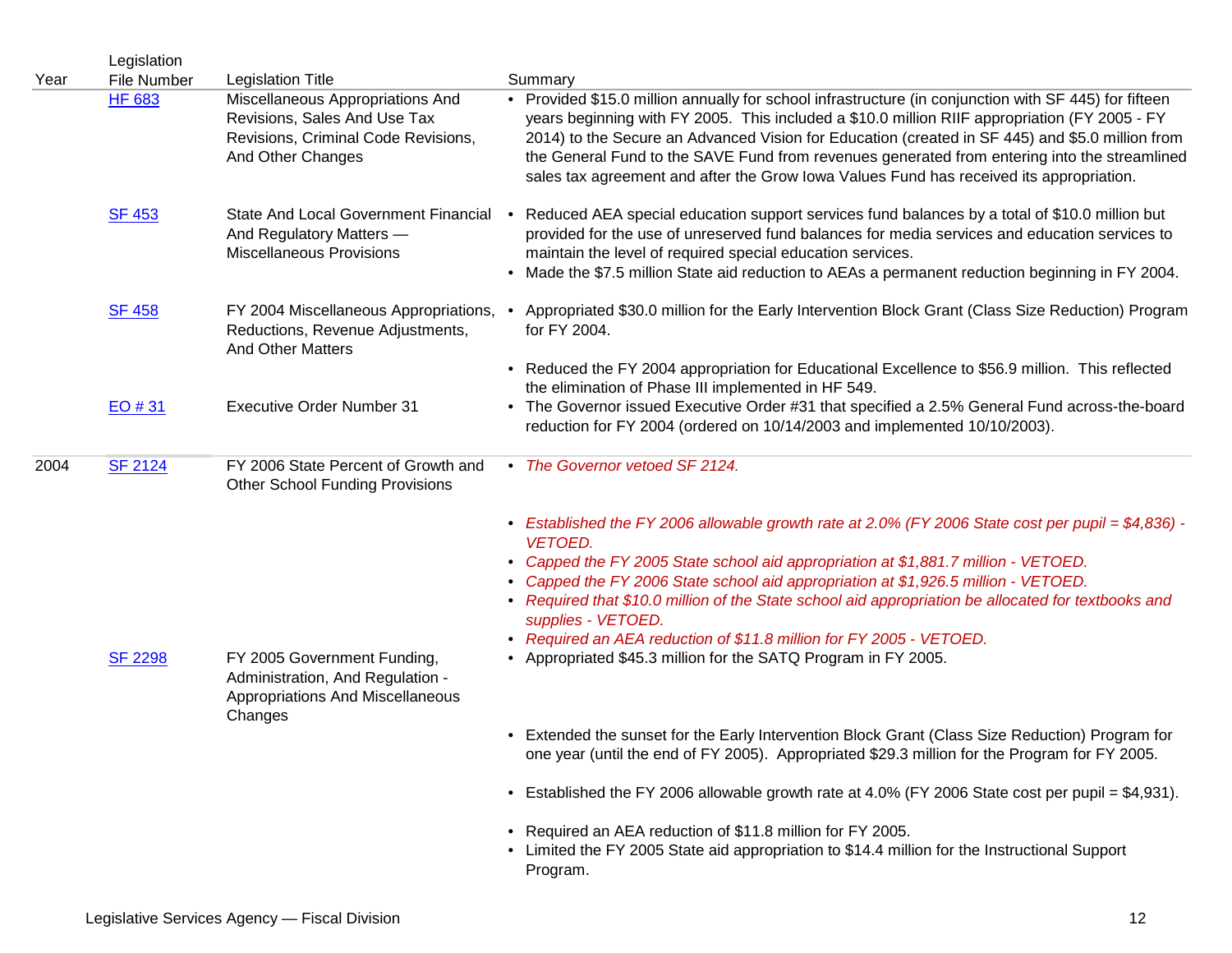| Year | Legislation File Number | Legislation Title | Summary |
|---|---|---|---|
| | HF 683 | Miscellaneous Appropriations And Revisions, Sales And Use Tax Revisions, Criminal Code Revisions, And Other Changes | • Provided $15.0 million annually for school infrastructure (in conjunction with SF 445) for fifteen years beginning with FY 2005. This included a $10.0 million RIIF appropriation (FY 2005 - FY 2014) to the Secure an Advanced Vision for Education (created in SF 445) and $5.0 million from the General Fund to the SAVE Fund from revenues generated from entering into the streamlined sales tax agreement and after the Grow Iowa Values Fund has received its appropriation. |
| | SF 453 | State And Local Government Financial And Regulatory Matters — Miscellaneous Provisions | • Reduced AEA special education support services fund balances by a total of $10.0 million but provided for the use of unreserved fund balances for media services and education services to maintain the level of required special education services.<br>• Made the $7.5 million State aid reduction to AEAs a permanent reduction beginning in FY 2004. |
| | SF 458 | FY 2004 Miscellaneous Appropriations, Reductions, Revenue Adjustments, And Other Matters | • Appropriated $30.0 million for the Early Intervention Block Grant (Class Size Reduction) Program for FY 2004.<br>• Reduced the FY 2004 appropriation for Educational Excellence to $56.9 million. This reflected the elimination of Phase III implemented in HF 549. |
| | EO # 31 | Executive Order Number 31 | • The Governor issued Executive Order #31 that specified a 2.5% General Fund across-the-board reduction for FY 2004 (ordered on 10/14/2003 and implemented 10/10/2003). |
| 2004 | SF 2124 | FY 2006 State Percent of Growth and Other School Funding Provisions | • *The Governor vetoed SF 2124.*<br>• *Established the FY 2006 allowable growth rate at 2.0% (FY 2006 State cost per pupil = $4,836) - VETOED.*<br>• *Capped the FY 2005 State school aid appropriation at $1,881.7 million - VETOED.*<br>• *Capped the FY 2006 State school aid appropriation at $1,926.5 million - VETOED.*<br>• *Required that $10.0 million of the State school aid appropriation be allocated for textbooks and supplies - VETOED.*<br>• *Required an AEA reduction of $11.8 million for FY 2005 - VETOED.* |
| | SF 2298 | FY 2005 Government Funding, Administration, And Regulation - Appropriations And Miscellaneous Changes | • Appropriated $45.3 million for the SATQ Program in FY 2005.<br>• Extended the sunset for the Early Intervention Block Grant (Class Size Reduction) Program for one year (until the end of FY 2005). Appropriated $29.3 million for the Program for FY 2005.<br>• Established the FY 2006 allowable growth rate at 4.0% (FY 2006 State cost per pupil = $4,931).<br>• Required an AEA reduction of $11.8 million for FY 2005.<br>• Limited the FY 2005 State aid appropriation to $14.4 million for the Instructional Support Program. |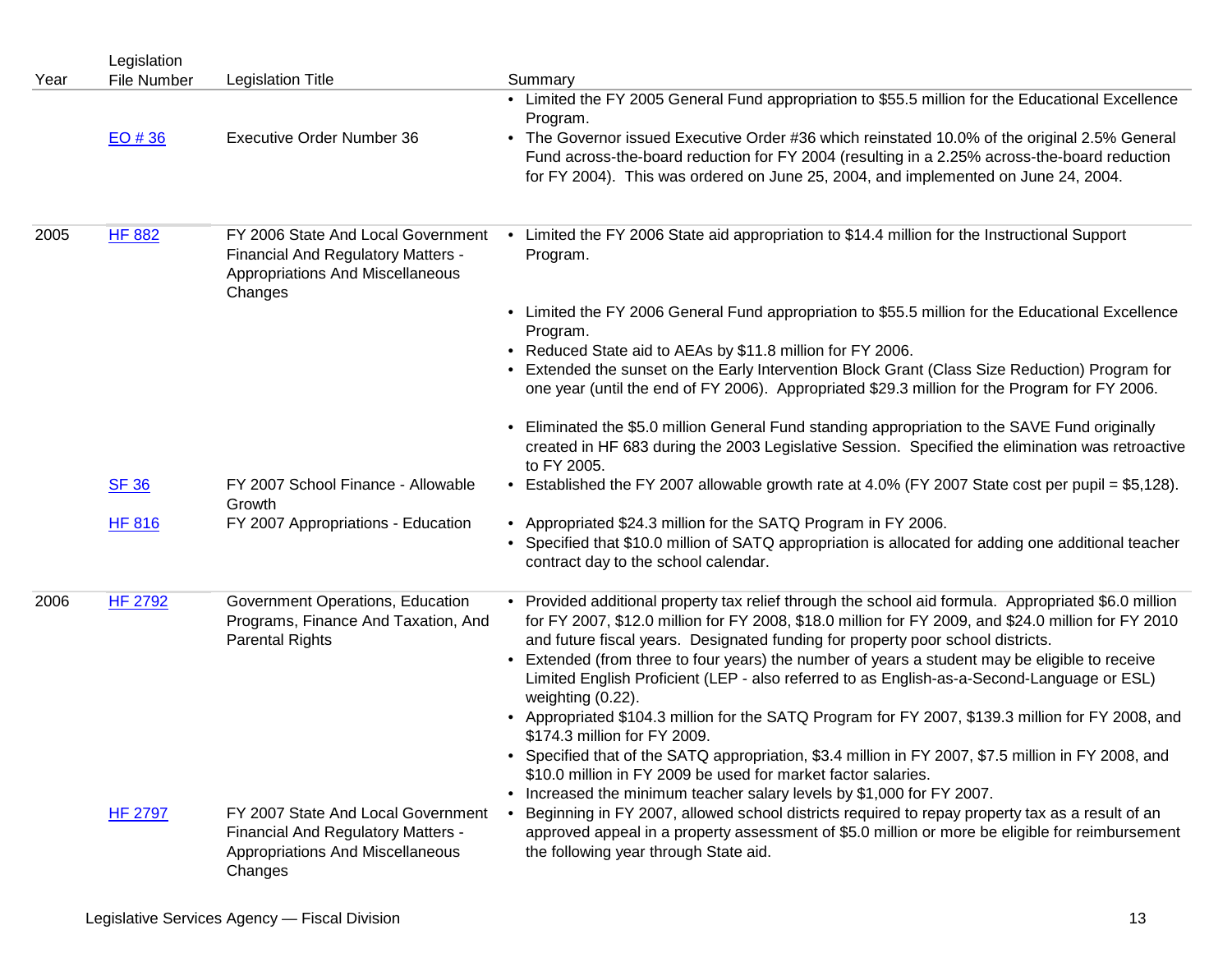| Year | Legislation File Number | Legislation Title | Summary |
|---|---|---|---|
| | EO # 36 | Executive Order Number 36 | • Limited the FY 2005 General Fund appropriation to $55.5 million for the Educational Excellence Program.<br>• The Governor issued Executive Order #36 which reinstated 10.0% of the original 2.5% General Fund across-the-board reduction for FY 2004 (resulting in a 2.25% across-the-board reduction for FY 2004). This was ordered on June 25, 2004, and implemented on June 24, 2004. |
| 2005 | HF 882 | FY 2006 State And Local Government Financial And Regulatory Matters - Appropriations And Miscellaneous Changes | • Limited the FY 2006 State aid appropriation to $14.4 million for the Instructional Support Program.<br>• Limited the FY 2006 General Fund appropriation to $55.5 million for the Educational Excellence Program.<br>• Reduced State aid to AEAs by $11.8 million for FY 2006.<br>• Extended the sunset on the Early Intervention Block Grant (Class Size Reduction) Program for one year (until the end of FY 2006). Appropriated $29.3 million for the Program for FY 2006.<br>• Eliminated the $5.0 million General Fund standing appropriation to the SAVE Fund originally created in HF 683 during the 2003 Legislative Session. Specified the elimination was retroactive to FY 2005. |
| | SF 36 | FY 2007 School Finance - Allowable Growth | • Established the FY 2007 allowable growth rate at 4.0% (FY 2007 State cost per pupil = $5,128). |
| | HF 816 | FY 2007 Appropriations - Education | • Appropriated $24.3 million for the SATQ Program in FY 2006.<br>• Specified that $10.0 million of SATQ appropriation is allocated for adding one additional teacher contract day to the school calendar. |
| 2006 | HF 2792 | Government Operations, Education Programs, Finance And Taxation, And Parental Rights | • Provided additional property tax relief through the school aid formula. Appropriated $6.0 million for FY 2007, $12.0 million for FY 2008, $18.0 million for FY 2009, and $24.0 million for FY 2010 and future fiscal years. Designated funding for property poor school districts.<br>• Extended (from three to four years) the number of years a student may be eligible to receive Limited English Proficient (LEP - also referred to as English-as-a-Second-Language or ESL) weighting (0.22).<br>• Appropriated $104.3 million for the SATQ Program for FY 2007, $139.3 million for FY 2008, and $174.3 million for FY 2009.<br>• Specified that of the SATQ appropriation, $3.4 million in FY 2007, $7.5 million in FY 2008, and $10.0 million in FY 2009 be used for market factor salaries.<br>• Increased the minimum teacher salary levels by $1,000 for FY 2007. |
| | HF 2797 | FY 2007 State And Local Government Financial And Regulatory Matters - Appropriations And Miscellaneous Changes | • Beginning in FY 2007, allowed school districts required to repay property tax as a result of an approved appeal in a property assessment of $5.0 million or more be eligible for reimbursement the following year through State aid. |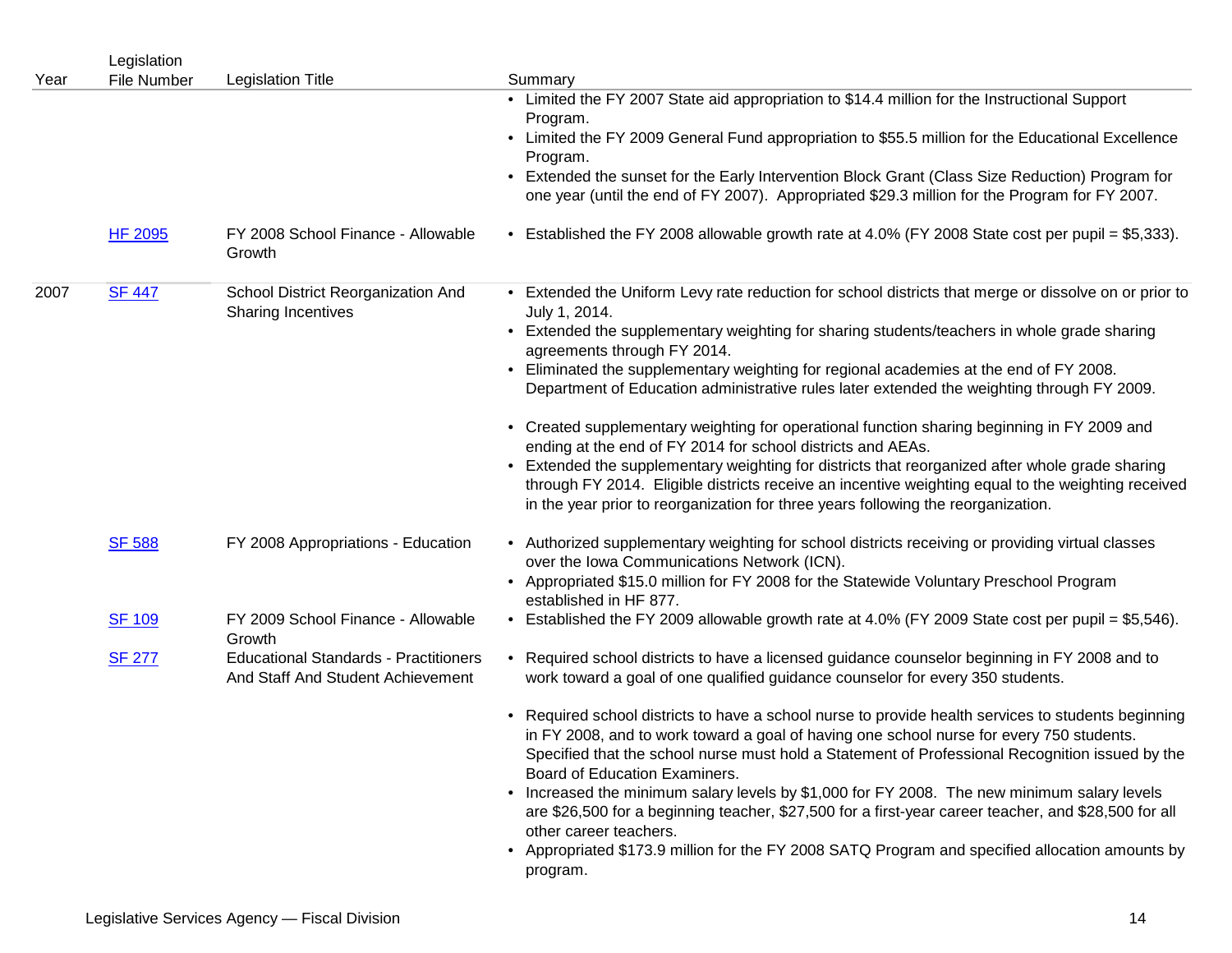| Year | Legislation File Number | Legislation Title | Summary |
|---|---|---|---|
| | | | • Limited the FY 2007 State aid appropriation to $14.4 million for the Instructional Support Program.<br>• Limited the FY 2009 General Fund appropriation to $55.5 million for the Educational Excellence Program.<br>• Extended the sunset for the Early Intervention Block Grant (Class Size Reduction) Program for one year (until the end of FY 2007). Appropriated $29.3 million for the Program for FY 2007. |
| | HF 2095 | FY 2008 School Finance - Allowable Growth | • Established the FY 2008 allowable growth rate at 4.0% (FY 2008 State cost per pupil = $5,333). |
| 2007 | SF 447 | School District Reorganization And Sharing Incentives | • Extended the Uniform Levy rate reduction for school districts that merge or dissolve on or prior to July 1, 2014.<br>• Extended the supplementary weighting for sharing students/teachers in whole grade sharing agreements through FY 2014.<br>• Eliminated the supplementary weighting for regional academies at the end of FY 2008. Department of Education administrative rules later extended the weighting through FY 2009.<br>• Created supplementary weighting for operational function sharing beginning in FY 2009 and ending at the end of FY 2014 for school districts and AEAs.<br>• Extended the supplementary weighting for districts that reorganized after whole grade sharing through FY 2014. Eligible districts receive an incentive weighting equal to the weighting received in the year prior to reorganization for three years following the reorganization. |
| | SF 588 | FY 2008 Appropriations - Education | • Authorized supplementary weighting for school districts receiving or providing virtual classes over the Iowa Communications Network (ICN).<br>• Appropriated $15.0 million for FY 2008 for the Statewide Voluntary Preschool Program established in HF 877. |
| | SF 109 | FY 2009 School Finance - Allowable Growth | • Established the FY 2009 allowable growth rate at 4.0% (FY 2009 State cost per pupil = $5,546). |
| | SF 277 | Educational Standards - Practitioners And Staff And Student Achievement | • Required school districts to have a licensed guidance counselor beginning in FY 2008 and to work toward a goal of one qualified guidance counselor for every 350 students.<br>• Required school districts to have a school nurse to provide health services to students beginning in FY 2008, and to work toward a goal of having one school nurse for every 750 students. Specified that the school nurse must hold a Statement of Professional Recognition issued by the Board of Education Examiners.<br>• Increased the minimum salary levels by $1,000 for FY 2008. The new minimum salary levels are $26,500 for a beginning teacher, $27,500 for a first-year career teacher, and $28,500 for all other career teachers.<br>• Appropriated $173.9 million for the FY 2008 SATQ Program and specified allocation amounts by program. |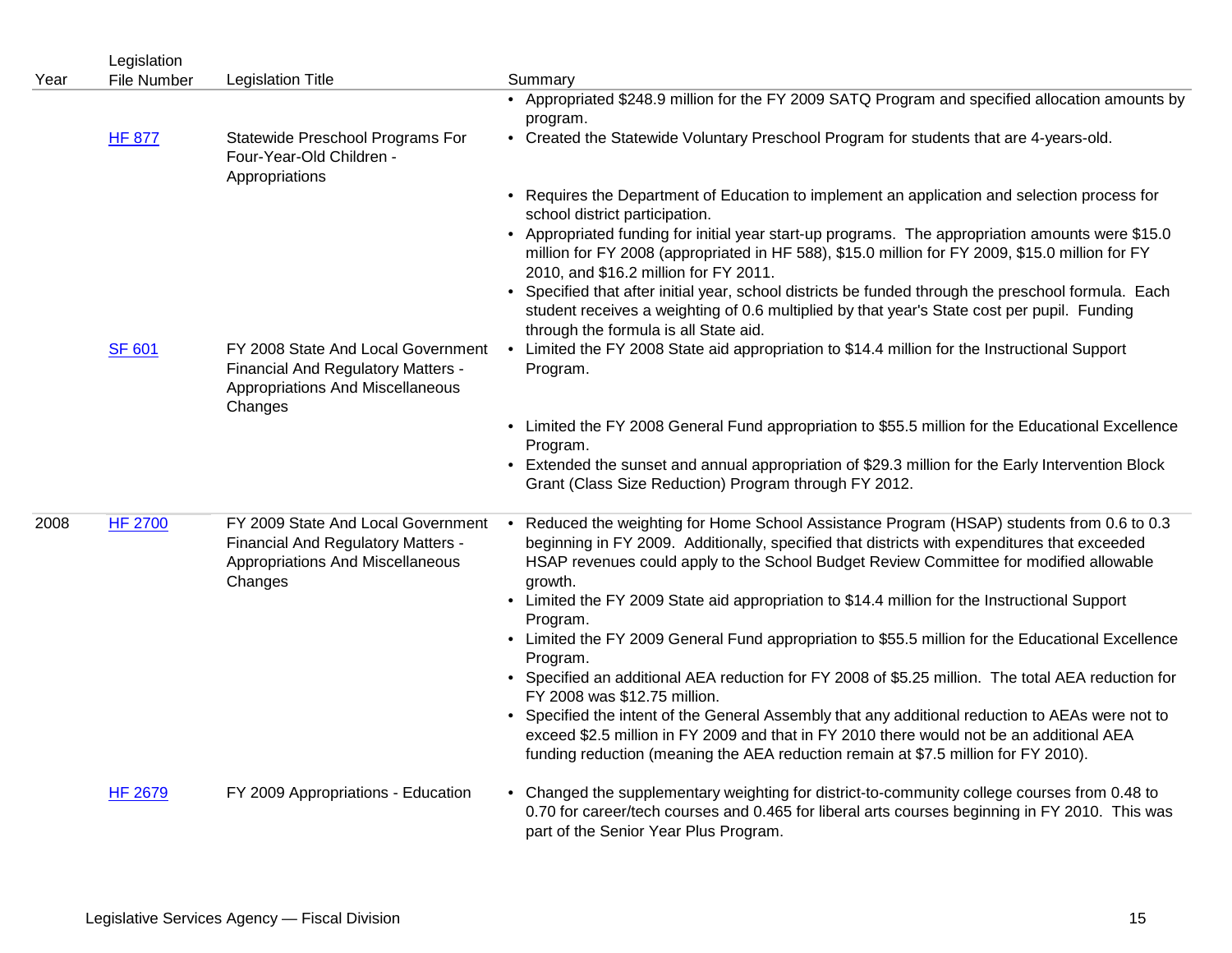| Year | Legislation File Number | Legislation Title | Summary |
|---|---|---|---|
| | | | • Appropriated $248.9 million for the FY 2009 SATQ Program and specified allocation amounts by program. |
| | HF 877 | Statewide Preschool Programs For Four-Year-Old Children - Appropriations | • Created the Statewide Voluntary Preschool Program for students that are 4-years-old.<br>• Requires the Department of Education to implement an application and selection process for school district participation.<br>• Appropriated funding for initial year start-up programs. The appropriation amounts were $15.0 million for FY 2008 (appropriated in HF 588), $15.0 million for FY 2009, $15.0 million for FY 2010, and $16.2 million for FY 2011.<br>• Specified that after initial year, school districts be funded through the preschool formula. Each student receives a weighting of 0.6 multiplied by that year's State cost per pupil. Funding through the formula is all State aid. |
| | SF 601 | FY 2008 State And Local Government Financial And Regulatory Matters - Appropriations And Miscellaneous Changes | • Limited the FY 2008 State aid appropriation to $14.4 million for the Instructional Support Program.<br>• Limited the FY 2008 General Fund appropriation to $55.5 million for the Educational Excellence Program.<br>• Extended the sunset and annual appropriation of $29.3 million for the Early Intervention Block Grant (Class Size Reduction) Program through FY 2012. |
| 2008 | HF 2700 | FY 2009 State And Local Government Financial And Regulatory Matters - Appropriations And Miscellaneous Changes | • Reduced the weighting for Home School Assistance Program (HSAP) students from 0.6 to 0.3 beginning in FY 2009. Additionally, specified that districts with expenditures that exceeded HSAP revenues could apply to the School Budget Review Committee for modified allowable growth.<br>• Limited the FY 2009 State aid appropriation to $14.4 million for the Instructional Support Program.<br>• Limited the FY 2009 General Fund appropriation to $55.5 million for the Educational Excellence Program.<br>• Specified an additional AEA reduction for FY 2008 of $5.25 million. The total AEA reduction for FY 2008 was $12.75 million.<br>• Specified the intent of the General Assembly that any additional reduction to AEAs were not to exceed $2.5 million in FY 2009 and that in FY 2010 there would not be an additional AEA funding reduction (meaning the AEA reduction remain at $7.5 million for FY 2010). |
| | HF 2679 | FY 2009 Appropriations - Education | • Changed the supplementary weighting for district-to-community college courses from 0.48 to 0.70 for career/tech courses and 0.465 for liberal arts courses beginning in FY 2010. This was part of the Senior Year Plus Program. |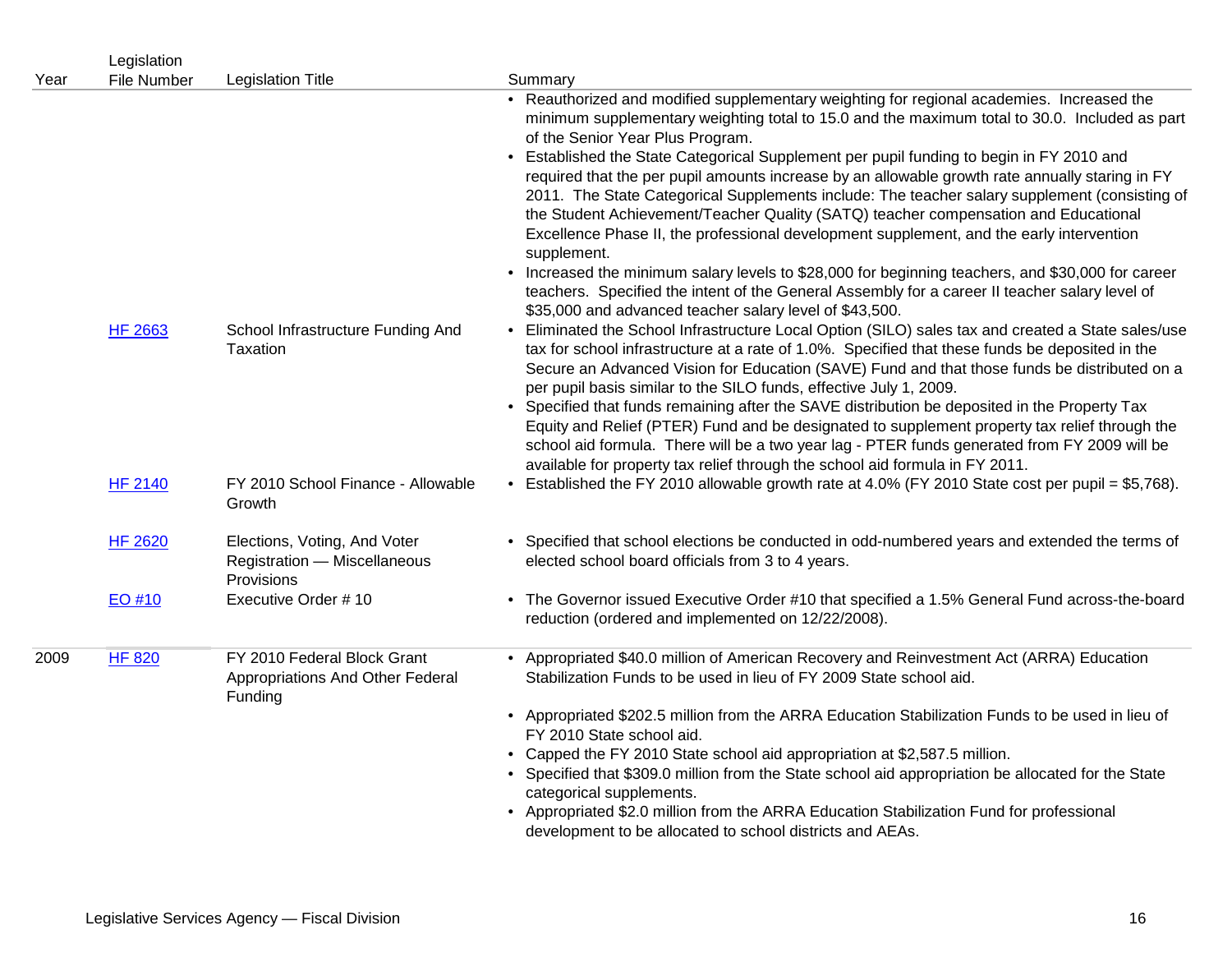| Year | Legislation File Number | Legislation Title | Summary |
|---|---|---|---|
| | | | • Reauthorized and modified supplementary weighting for regional academies. Increased the minimum supplementary weighting total to 15.0 and the maximum total to 30.0. Included as part of the Senior Year Plus Program.<br>• Established the State Categorical Supplement per pupil funding to begin in FY 2010 and required that the per pupil amounts increase by an allowable growth rate annually staring in FY 2011. The State Categorical Supplements include: The teacher salary supplement (consisting of the Student Achievement/Teacher Quality (SATQ) teacher compensation and Educational Excellence Phase II, the professional development supplement, and the early intervention supplement.<br>• Increased the minimum salary levels to $28,000 for beginning teachers, and $30,000 for career teachers. Specified the intent of the General Assembly for a career II teacher salary level of $35,000 and advanced teacher salary level of $43,500. |
| | HF 2663 | School Infrastructure Funding And Taxation | • Eliminated the School Infrastructure Local Option (SILO) sales tax and created a State sales/use tax for school infrastructure at a rate of 1.0%. Specified that these funds be deposited in the Secure an Advanced Vision for Education (SAVE) Fund and that those funds be distributed on a per pupil basis similar to the SILO funds, effective July 1, 2009.<br>• Specified that funds remaining after the SAVE distribution be deposited in the Property Tax Equity and Relief (PTER) Fund and be designated to supplement property tax relief through the school aid formula. There will be a two year lag - PTER funds generated from FY 2009 will be available for property tax relief through the school aid formula in FY 2011. |
| | HF 2140 | FY 2010 School Finance - Allowable Growth | • Established the FY 2010 allowable growth rate at 4.0% (FY 2010 State cost per pupil = $5,768). |
| | HF 2620 | Elections, Voting, And Voter Registration — Miscellaneous Provisions | • Specified that school elections be conducted in odd-numbered years and extended the terms of elected school board officials from 3 to 4 years. |
| | EO #10 | Executive Order # 10 | • The Governor issued Executive Order #10 that specified a 1.5% General Fund across-the-board reduction (ordered and implemented on 12/22/2008). |
| 2009 | HF 820 | FY 2010 Federal Block Grant Appropriations And Other Federal Funding | • Appropriated $40.0 million of American Recovery and Reinvestment Act (ARRA) Education Stabilization Funds to be used in lieu of FY 2009 State school aid.<br>• Appropriated $202.5 million from the ARRA Education Stabilization Funds to be used in lieu of FY 2010 State school aid.<br>• Capped the FY 2010 State school aid appropriation at $2,587.5 million.<br>• Specified that $309.0 million from the State school aid appropriation be allocated for the State categorical supplements.<br>• Appropriated $2.0 million from the ARRA Education Stabilization Fund for professional development to be allocated to school districts and AEAs. |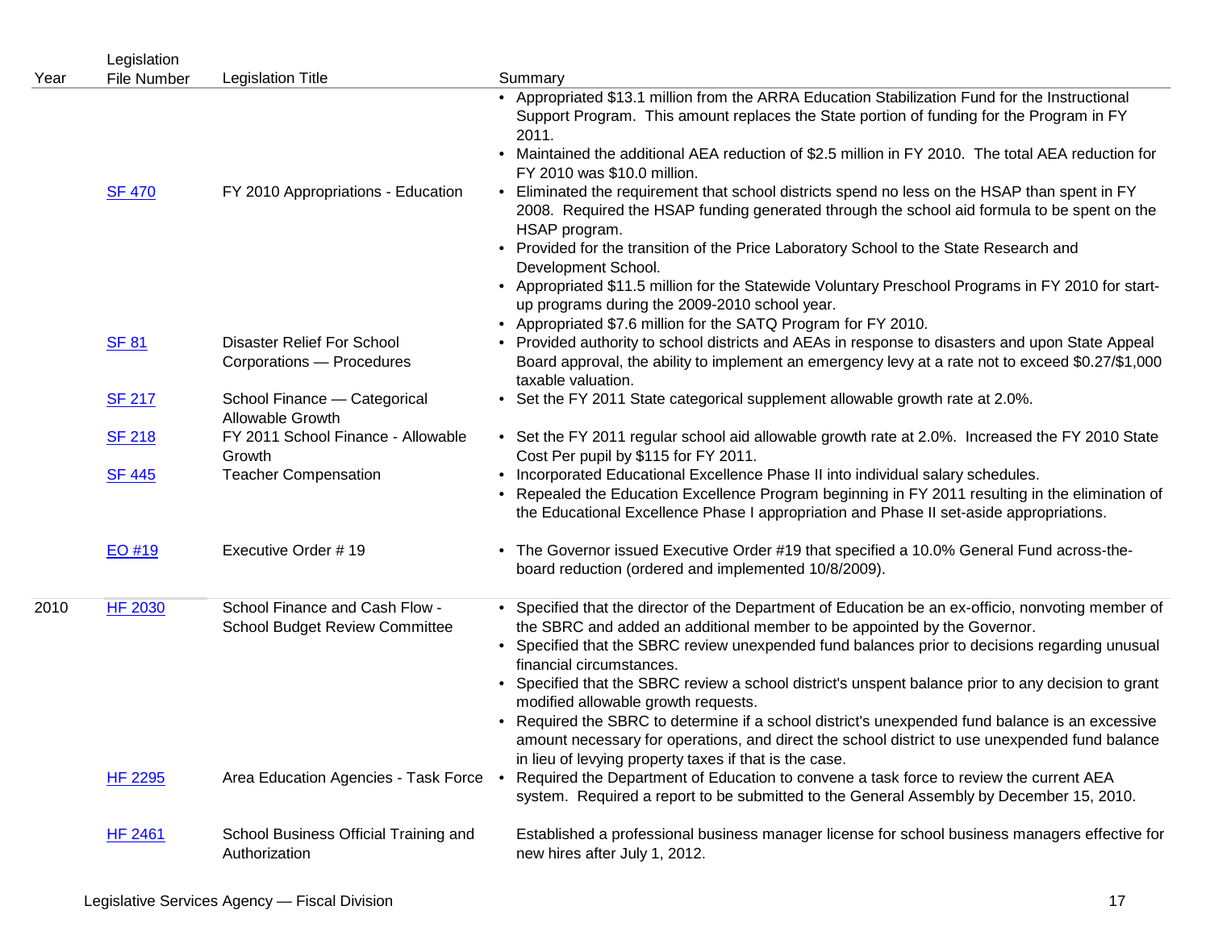| Year | Legislation File Number | Legislation Title | Summary |
|---|---|---|---|
| | SF 470 | FY 2010 Appropriations - Education | • Appropriated $13.1 million from the ARRA Education Stabilization Fund for the Instructional Support Program. This amount replaces the State portion of funding for the Program in FY 2011.<br>• Maintained the additional AEA reduction of $2.5 million in FY 2010. The total AEA reduction for FY 2010 was $10.0 million.<br>• Eliminated the requirement that school districts spend no less on the HSAP than spent in FY 2008. Required the HSAP funding generated through the school aid formula to be spent on the HSAP program.<br>• Provided for the transition of the Price Laboratory School to the State Research and Development School.<br>• Appropriated $11.5 million for the Statewide Voluntary Preschool Programs in FY 2010 for start-up programs during the 2009-2010 school year.<br>• Appropriated $7.6 million for the SATQ Program for FY 2010. |
| | SF 81 | Disaster Relief For School Corporations — Procedures | • Provided authority to school districts and AEAs in response to disasters and upon State Appeal Board approval, the ability to implement an emergency levy at a rate not to exceed $0.27/$1,000 taxable valuation. |
| | SF 217 | School Finance — Categorical Allowable Growth | • Set the FY 2011 State categorical supplement allowable growth rate at 2.0%. |
| | SF 218 | FY 2011 School Finance - Allowable Growth | • Set the FY 2011 regular school aid allowable growth rate at 2.0%. Increased the FY 2010 State Cost Per pupil by $115 for FY 2011. |
| | SF 445 | Teacher Compensation | • Incorporated Educational Excellence Phase II into individual salary schedules.<br>• Repealed the Education Excellence Program beginning in FY 2011 resulting in the elimination of the Educational Excellence Phase I appropriation and Phase II set-aside appropriations. |
| | EO #19 | Executive Order # 19 | • The Governor issued Executive Order #19 that specified a 10.0% General Fund across-the-board reduction (ordered and implemented 10/8/2009). |
| 2010 | HF 2030 | School Finance and Cash Flow - School Budget Review Committee | • Specified that the director of the Department of Education be an ex-officio, nonvoting member of the SBRC and added an additional member to be appointed by the Governor.<br>• Specified that the SBRC review unexpended fund balances prior to decisions regarding unusual financial circumstances.<br>• Specified that the SBRC review a school district's unspent balance prior to any decision to grant modified allowable growth requests.<br>• Required the SBRC to determine if a school district's unexpended fund balance is an excessive amount necessary for operations, and direct the school district to use unexpended fund balance in lieu of levying property taxes if that is the case. |
| | HF 2295 | Area Education Agencies - Task Force | • Required the Department of Education to convene a task force to review the current AEA system. Required a report to be submitted to the General Assembly by December 15, 2010. |
| | HF 2461 | School Business Official Training and Authorization | Established a professional business manager license for school business managers effective for new hires after July 1, 2012. |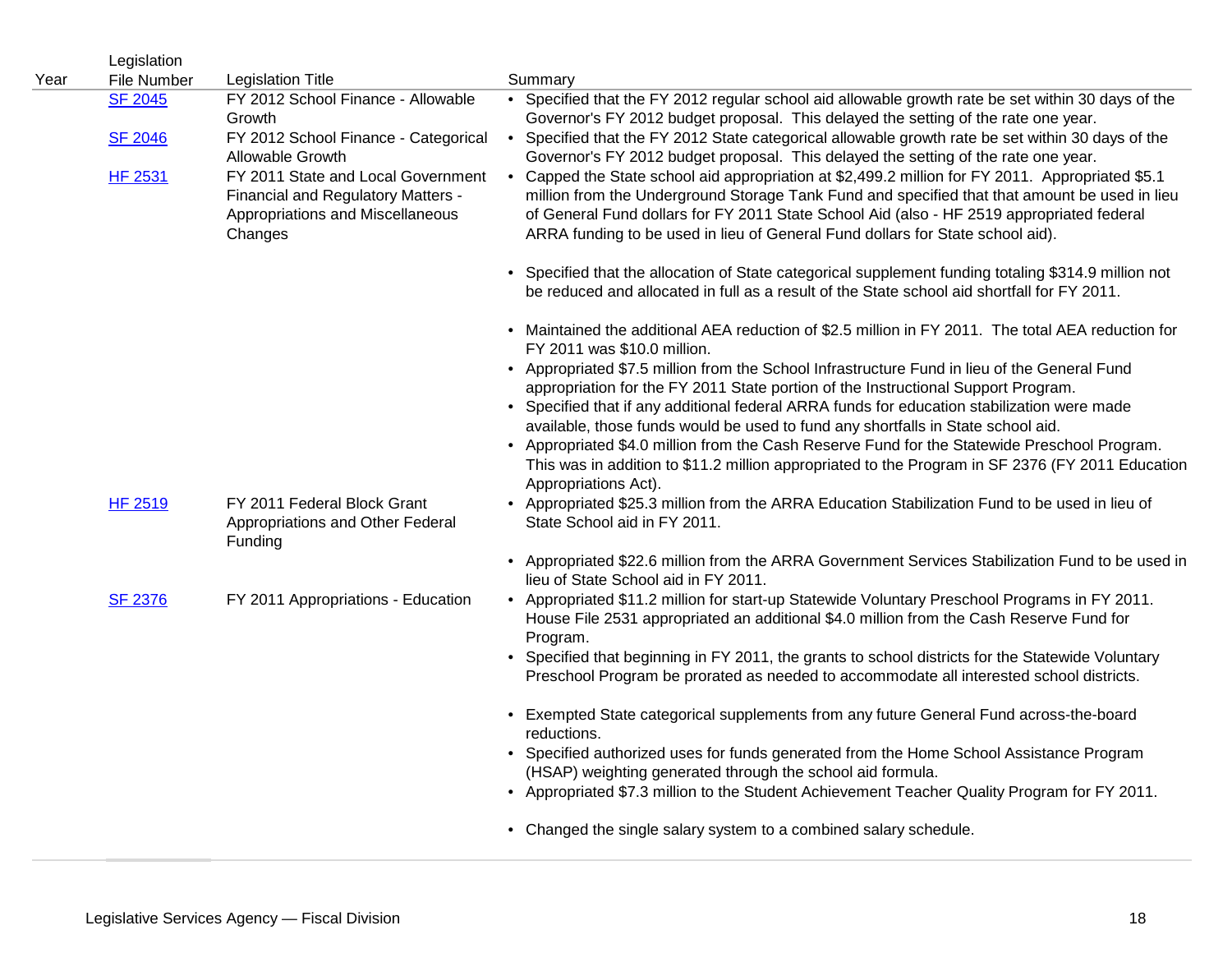| Year | Legislation File Number | Legislation Title | Summary |
|---|---|---|---|
| | SF 2045 | FY 2012 School Finance - Allowable Growth | • Specified that the FY 2012 regular school aid allowable growth rate be set within 30 days of the Governor's FY 2012 budget proposal. This delayed the setting of the rate one year. |
| | SF 2046 | FY 2012 School Finance - Categorical Allowable Growth | • Specified that the FY 2012 State categorical allowable growth rate be set within 30 days of the Governor's FY 2012 budget proposal. This delayed the setting of the rate one year. |
| | HF 2531 | FY 2011 State and Local Government Financial and Regulatory Matters - Appropriations and Miscellaneous Changes | • Capped the State school aid appropriation at $2,499.2 million for FY 2011. Appropriated $5.1 million from the Underground Storage Tank Fund and specified that that amount be used in lieu of General Fund dollars for FY 2011 State School Aid (also - HF 2519 appropriated federal ARRA funding to be used in lieu of General Fund dollars for State school aid).<br><br>• Specified that the allocation of State categorical supplement funding totaling $314.9 million not be reduced and allocated in full as a result of the State school aid shortfall for FY 2011.<br><br>• Maintained the additional AEA reduction of $2.5 million in FY 2011. The total AEA reduction for FY 2011 was $10.0 million.<br>• Appropriated $7.5 million from the School Infrastructure Fund in lieu of the General Fund appropriation for the FY 2011 State portion of the Instructional Support Program.<br>• Specified that if any additional federal ARRA funds for education stabilization were made available, those funds would be used to fund any shortfalls in State school aid.<br>• Appropriated $4.0 million from the Cash Reserve Fund for the Statewide Preschool Program. This was in addition to $11.2 million appropriated to the Program in SF 2376 (FY 2011 Education Appropriations Act). |
| | HF 2519 | FY 2011 Federal Block Grant Appropriations and Other Federal Funding | • Appropriated $25.3 million from the ARRA Education Stabilization Fund to be used in lieu of State School aid in FY 2011.<br><br>• Appropriated $22.6 million from the ARRA Government Services Stabilization Fund to be used in lieu of State School aid in FY 2011. |
| | SF 2376 | FY 2011 Appropriations - Education | • Appropriated $11.2 million for start-up Statewide Voluntary Preschool Programs in FY 2011. House File 2531 appropriated an additional $4.0 million from the Cash Reserve Fund for Program.<br>• Specified that beginning in FY 2011, the grants to school districts for the Statewide Voluntary Preschool Program be prorated as needed to accommodate all interested school districts.<br><br>• Exempted State categorical supplements from any future General Fund across-the-board reductions.<br>• Specified authorized uses for funds generated from the Home School Assistance Program (HSAP) weighting generated through the school aid formula.<br>• Appropriated $7.3 million to the Student Achievement Teacher Quality Program for FY 2011.<br><br>• Changed the single salary system to a combined salary schedule. |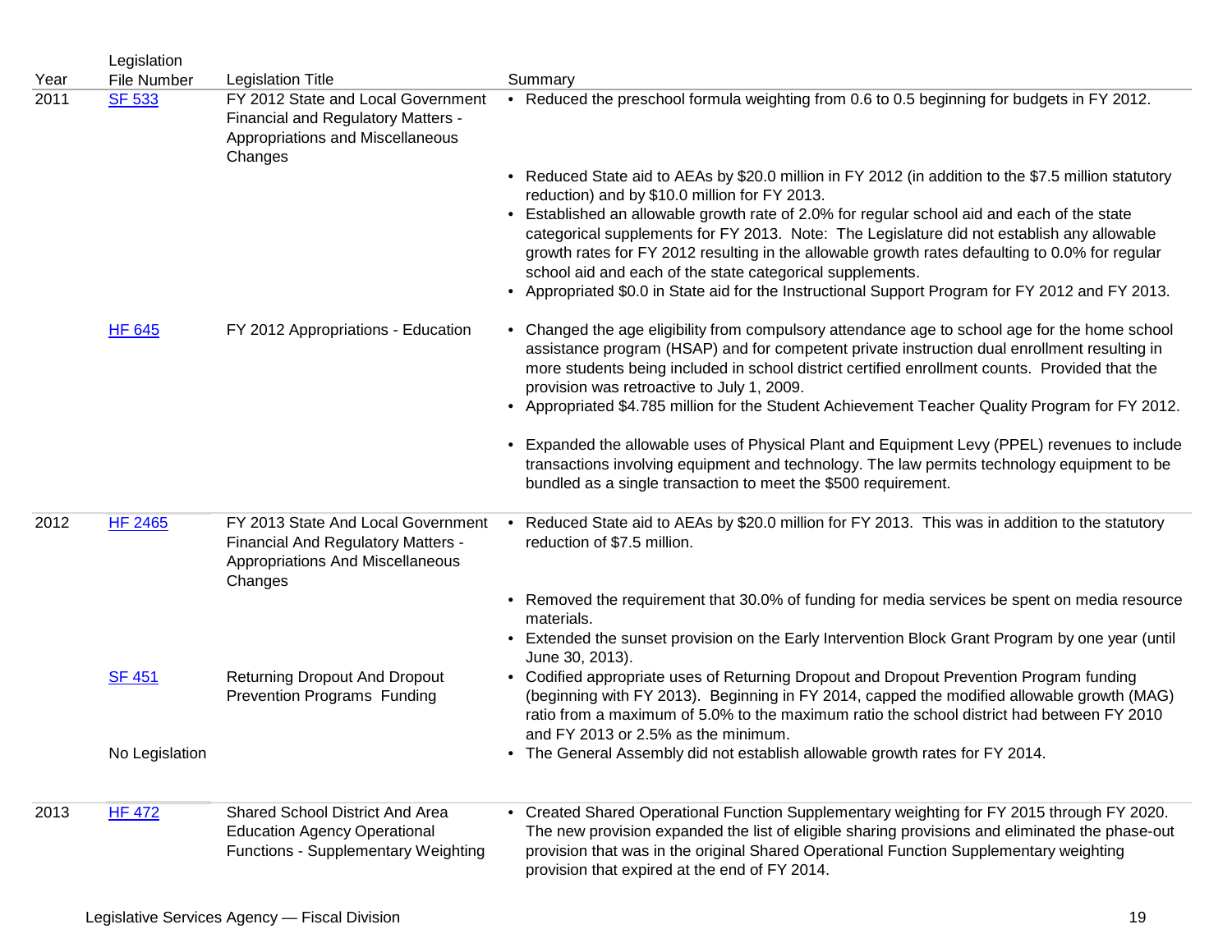| Year | Legislation File Number | Legislation Title | Summary |
| --- | --- | --- | --- |
| 2011 | SF 533 | FY 2012 State and Local Government Financial and Regulatory Matters - Appropriations and Miscellaneous Changes | • Reduced the preschool formula weighting from 0.6 to 0.5 beginning for budgets in FY 2012.<br>• Reduced State aid to AEAs by $20.0 million in FY 2012 (in addition to the $7.5 million statutory reduction) and by $10.0 million for FY 2013.<br>• Established an allowable growth rate of 2.0% for regular school aid and each of the state categorical supplements for FY 2013. Note: The Legislature did not establish any allowable growth rates for FY 2012 resulting in the allowable growth rates defaulting to 0.0% for regular school aid and each of the state categorical supplements.<br>• Appropriated $0.0 in State aid for the Instructional Support Program for FY 2012 and FY 2013. |
| | HF 645 | FY 2012 Appropriations - Education | • Changed the age eligibility from compulsory attendance age to school age for the home school assistance program (HSAP) and for competent private instruction dual enrollment resulting in more students being included in school district certified enrollment counts. Provided that the provision was retroactive to July 1, 2009.<br>• Appropriated $4.785 million for the Student Achievement Teacher Quality Program for FY 2012.<br>• Expanded the allowable uses of Physical Plant and Equipment Levy (PPEL) revenues to include transactions involving equipment and technology. The law permits technology equipment to be bundled as a single transaction to meet the $500 requirement. |
| 2012 | HF 2465 | FY 2013 State And Local Government Financial And Regulatory Matters - Appropriations And Miscellaneous Changes | • Reduced State aid to AEAs by $20.0 million for FY 2013. This was in addition to the statutory reduction of $7.5 million.<br>• Removed the requirement that 30.0% of funding for media services be spent on media resource materials.<br>• Extended the sunset provision on the Early Intervention Block Grant Program by one year (until June 30, 2013). |
| | SF 451 | Returning Dropout And Dropout Prevention Programs Funding | • Codified appropriate uses of Returning Dropout and Dropout Prevention Program funding (beginning with FY 2013). Beginning in FY 2014, capped the modified allowable growth (MAG) ratio from a maximum of 5.0% to the maximum ratio the school district had between FY 2010 and FY 2013 or 2.5% as the minimum. |
| | No Legislation | | • The General Assembly did not establish allowable growth rates for FY 2014. |
| 2013 | HF 472 | Shared School District And Area Education Agency Operational Functions - Supplementary Weighting | • Created Shared Operational Function Supplementary weighting for FY 2015 through FY 2020. The new provision expanded the list of eligible sharing provisions and eliminated the phase-out provision that was in the original Shared Operational Function Supplementary weighting provision that expired at the end of FY 2014. |

Legislative Services Agency — Fiscal Division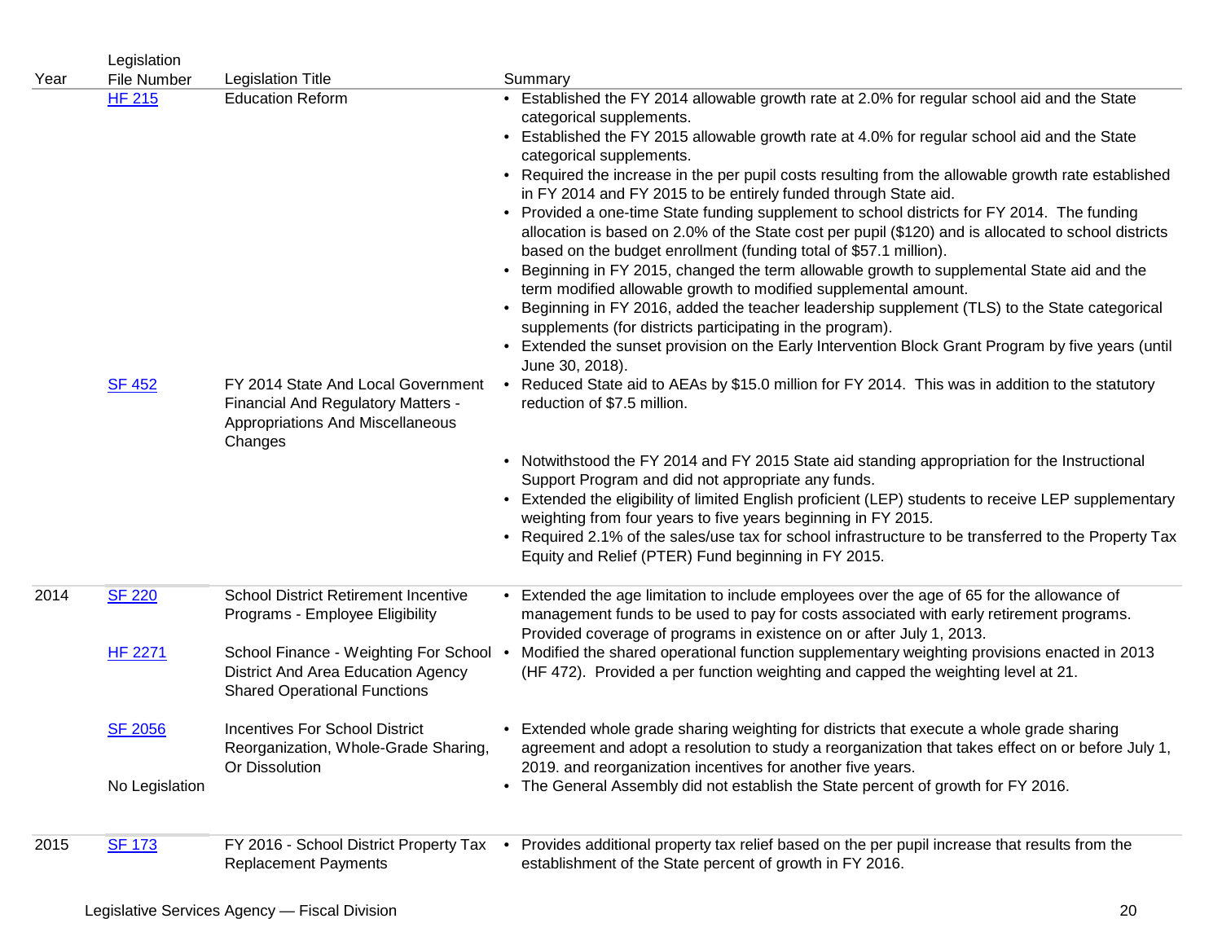| Year | Legislation File Number | Legislation Title | Summary |
|---|---|---|---|
| | HF 215 | Education Reform | • Established the FY 2014 allowable growth rate at 2.0% for regular school aid and the State categorical supplements.<br>• Established the FY 2015 allowable growth rate at 4.0% for regular school aid and the State categorical supplements.<br>• Required the increase in the per pupil costs resulting from the allowable growth rate established in FY 2014 and FY 2015 to be entirely funded through State aid.<br>• Provided a one-time State funding supplement to school districts for FY 2014. The funding allocation is based on 2.0% of the State cost per pupil ($120) and is allocated to school districts based on the budget enrollment (funding total of $57.1 million).<br>• Beginning in FY 2015, changed the term allowable growth to supplemental State aid and the term modified allowable growth to modified supplemental amount.<br>• Beginning in FY 2016, added the teacher leadership supplement (TLS) to the State categorical supplements (for districts participating in the program).<br>• Extended the sunset provision on the Early Intervention Block Grant Program by five years (until June 30, 2018). |
| | SF 452 | FY 2014 State And Local Government Financial And Regulatory Matters - Appropriations And Miscellaneous Changes | • Reduced State aid to AEAs by $15.0 million for FY 2014. This was in addition to the statutory reduction of $7.5 million.<br>• Notwithstood the FY 2014 and FY 2015 State aid standing appropriation for the Instructional Support Program and did not appropriate any funds.<br>• Extended the eligibility of limited English proficient (LEP) students to receive LEP supplementary weighting from four years to five years beginning in FY 2015.<br>• Required 2.1% of the sales/use tax for school infrastructure to be transferred to the Property Tax Equity and Relief (PTER) Fund beginning in FY 2015. |
| 2014 | SF 220 | School District Retirement Incentive Programs - Employee Eligibility | • Extended the age limitation to include employees over the age of 65 for the allowance of management funds to be used to pay for costs associated with early retirement programs. Provided coverage of programs in existence on or after July 1, 2013. |
| | HF 2271 | School Finance - Weighting For School District And Area Education Agency Shared Operational Functions | • Modified the shared operational function supplementary weighting provisions enacted in 2013 (HF 472). Provided a per function weighting and capped the weighting level at 21. |
| | SF 2056 | Incentives For School District Reorganization, Whole-Grade Sharing, Or Dissolution | • Extended whole grade sharing weighting for districts that execute a whole grade sharing agreement and adopt a resolution to study a reorganization that takes effect on or before July 1, 2019. and reorganization incentives for another five years. |
| | No Legislation | | • The General Assembly did not establish the State percent of growth for FY 2016. |
| 2015 | SF 173 | FY 2016 - School District Property Tax Replacement Payments | • Provides additional property tax relief based on the per pupil increase that results from the establishment of the State percent of growth in FY 2016. |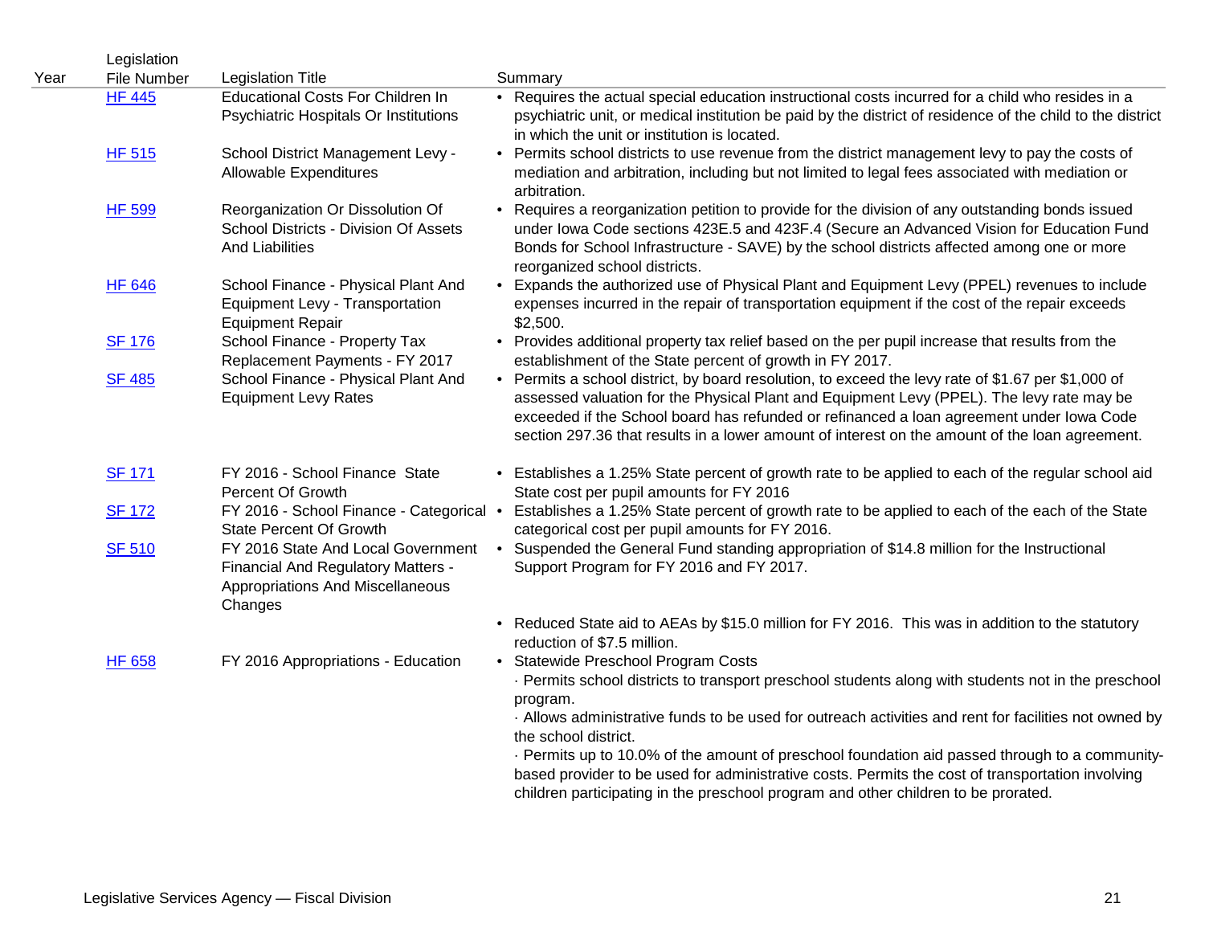| Year | Legislation File Number | Legislation Title | Summary |
|---|---|---|---|
| | HF 445 | Educational Costs For Children In Psychiatric Hospitals Or Institutions | • Requires the actual special education instructional costs incurred for a child who resides in a psychiatric unit, or medical institution be paid by the district of residence of the child to the district in which the unit or institution is located. |
| | HF 515 | School District Management Levy - Allowable Expenditures | • Permits school districts to use revenue from the district management levy to pay the costs of mediation and arbitration, including but not limited to legal fees associated with mediation or arbitration. |
| | HF 599 | Reorganization Or Dissolution Of School Districts - Division Of Assets And Liabilities | • Requires a reorganization petition to provide for the division of any outstanding bonds issued under Iowa Code sections 423E.5 and 423F.4 (Secure an Advanced Vision for Education Fund Bonds for School Infrastructure - SAVE) by the school districts affected among one or more reorganized school districts. |
| | HF 646 | School Finance - Physical Plant And Equipment Levy - Transportation Equipment Repair | • Expands the authorized use of Physical Plant and Equipment Levy (PPEL) revenues to include expenses incurred in the repair of transportation equipment if the cost of the repair exceeds $2,500. |
| | SF 176 | School Finance - Property Tax Replacement Payments - FY 2017 | • Provides additional property tax relief based on the per pupil increase that results from the establishment of the State percent of growth in FY 2017. |
| | SF 485 | School Finance - Physical Plant And Equipment Levy Rates | • Permits a school district, by board resolution, to exceed the levy rate of $1.67 per $1,000 of assessed valuation for the Physical Plant and Equipment Levy (PPEL). The levy rate may be exceeded if the School board has refunded or refinanced a loan agreement under Iowa Code section 297.36 that results in a lower amount of interest on the amount of the loan agreement. |
| | SF 171 | FY 2016 - School Finance State Percent Of Growth | • Establishes a 1.25% State percent of growth rate to be applied to each of the regular school aid State cost per pupil amounts for FY 2016 |
| | SF 172 | FY 2016 - School Finance - Categorical State Percent Of Growth | • Establishes a 1.25% State percent of growth rate to be applied to each of the each of the State categorical cost per pupil amounts for FY 2016. |
| | SF 510 | FY 2016 State And Local Government Financial And Regulatory Matters - Appropriations And Miscellaneous Changes | • Suspended the General Fund standing appropriation of $14.8 million for the Instructional Support Program for FY 2016 and FY 2017.<br>• Reduced State aid to AEAs by $15.0 million for FY 2016. This was in addition to the statutory reduction of $7.5 million. |
| | HF 658 | FY 2016 Appropriations - Education | • Statewide Preschool Program Costs<br>· Permits school districts to transport preschool students along with students not in the preschool program.<br>· Allows administrative funds to be used for outreach activities and rent for facilities not owned by the school district.<br>· Permits up to 10.0% of the amount of preschool foundation aid passed through to a community-based provider to be used for administrative costs. Permits the cost of transportation involving children participating in the preschool program and other children to be prorated. |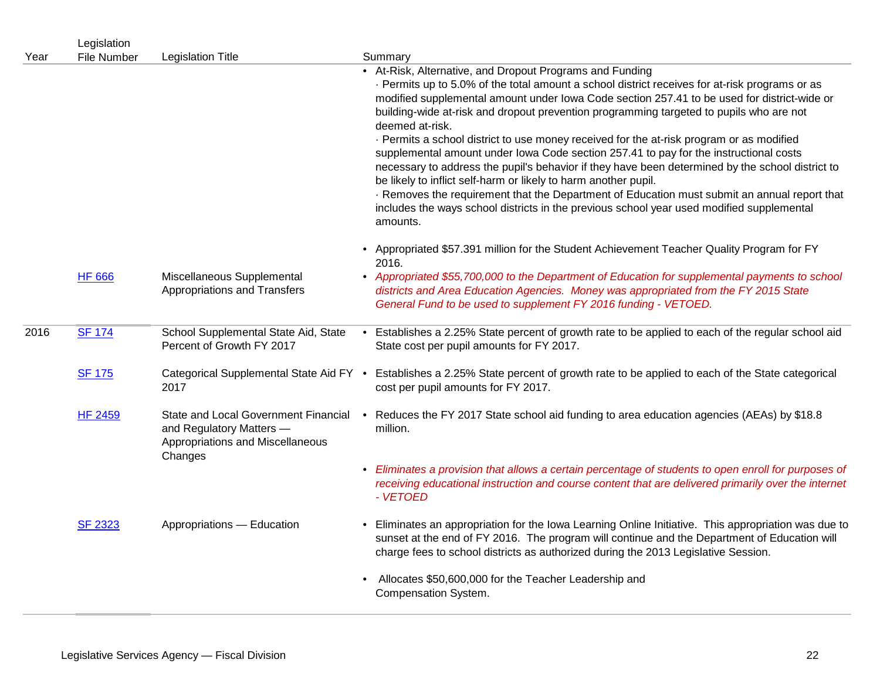| Year | Legislation File Number | Legislation Title | Summary |
|---|---|---|---|
| | | | • At-Risk, Alternative, and Dropout Programs and Funding<br>· Permits up to 5.0% of the total amount a school district receives for at-risk programs or as modified supplemental amount under Iowa Code section 257.41 to be used for district-wide or building-wide at-risk and dropout prevention programming targeted to pupils who are not deemed at-risk.<br>· Permits a school district to use money received for the at-risk program or as modified supplemental amount under Iowa Code section 257.41 to pay for the instructional costs necessary to address the pupil's behavior if they have been determined by the school district to be likely to inflict self-harm or likely to harm another pupil.<br>· Removes the requirement that the Department of Education must submit an annual report that includes the ways school districts in the previous school year used modified supplemental amounts. |
| | | | • Appropriated $57.391 million for the Student Achievement Teacher Quality Program for FY 2016. |
| | HF 666 | Miscellaneous Supplemental Appropriations and Transfers | • *Appropriated $55,700,000 to the Department of Education for supplemental payments to school districts and Area Education Agencies. Money was appropriated from the FY 2015 State General Fund to be used to supplement FY 2016 funding - VETOED.* |
| 2016 | SF 174 | School Supplemental State Aid, State Percent of Growth FY 2017 | • Establishes a 2.25% State percent of growth rate to be applied to each of the regular school aid State cost per pupil amounts for FY 2017. |
| | SF 175 | Categorical Supplemental State Aid FY 2017 | • Establishes a 2.25% State percent of growth rate to be applied to each of the State categorical cost per pupil amounts for FY 2017. |
| | HF 2459 | State and Local Government Financial and Regulatory Matters — Appropriations and Miscellaneous Changes | • Reduces the FY 2017 State school aid funding to area education agencies (AEAs) by $18.8 million. |
| | | | • *Eliminates a provision that allows a certain percentage of students to open enroll for purposes of receiving educational instruction and course content that are delivered primarily over the internet - VETOED* |
| | SF 2323 | Appropriations — Education | • Eliminates an appropriation for the Iowa Learning Online Initiative. This appropriation was due to sunset at the end of FY 2016. The program will continue and the Department of Education will charge fees to school districts as authorized during the 2013 Legislative Session. |
| | | | • Allocates $50,600,000 for the Teacher Leadership and Compensation System. |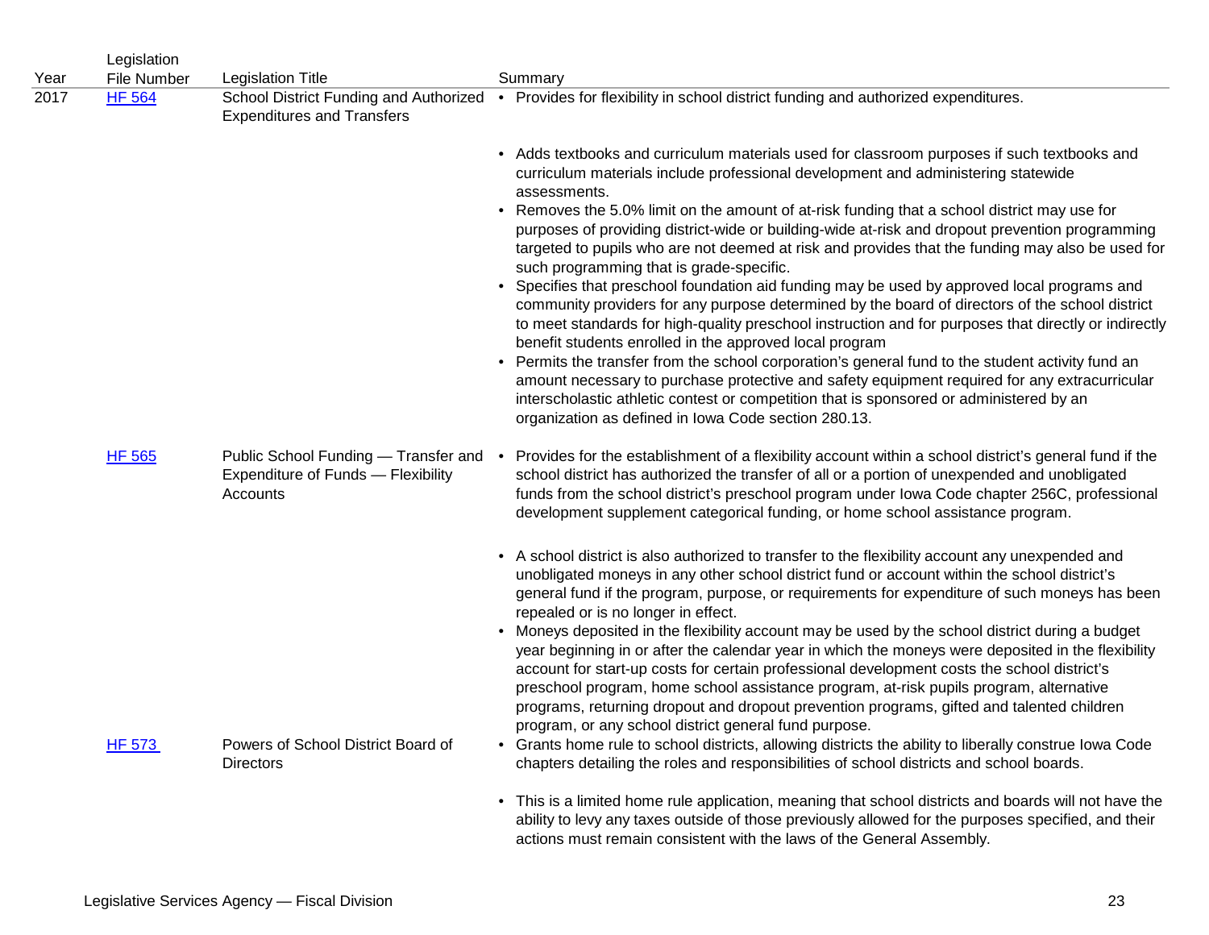| Year | Legislation File Number | Legislation Title | Summary |
|---|---|---|---|
| 2017 | HF 564 | School District Funding and Authorized Expenditures and Transfers | • Provides for flexibility in school district funding and authorized expenditures.<br><br>• Adds textbooks and curriculum materials used for classroom purposes if such textbooks and curriculum materials include professional development and administering statewide assessments.<br>• Removes the 5.0% limit on the amount of at-risk funding that a school district may use for purposes of providing district-wide or building-wide at-risk and dropout prevention programming targeted to pupils who are not deemed at risk and provides that the funding may also be used for such programming that is grade-specific.<br>• Specifies that preschool foundation aid funding may be used by approved local programs and community providers for any purpose determined by the board of directors of the school district to meet standards for high-quality preschool instruction and for purposes that directly or indirectly benefit students enrolled in the approved local program<br>• Permits the transfer from the school corporation's general fund to the student activity fund an amount necessary to purchase protective and safety equipment required for any extracurricular interscholastic athletic contest or competition that is sponsored or administered by an organization as defined in Iowa Code section 280.13. |
| | HF 565 | Public School Funding — Transfer and Expenditure of Funds — Flexibility Accounts | • Provides for the establishment of a flexibility account within a school district's general fund if the school district has authorized the transfer of all or a portion of unexpended and unobligated funds from the school district's preschool program under Iowa Code chapter 256C, professional development supplement categorical funding, or home school assistance program.<br><br>• A school district is also authorized to transfer to the flexibility account any unexpended and unobligated moneys in any other school district fund or account within the school district's general fund if the program, purpose, or requirements for expenditure of such moneys has been repealed or is no longer in effect.<br>• Moneys deposited in the flexibility account may be used by the school district during a budget year beginning in or after the calendar year in which the moneys were deposited in the flexibility account for start-up costs for certain professional development costs the school district's preschool program, home school assistance program, at-risk pupils program, alternative programs, returning dropout and dropout prevention programs, gifted and talented children program, or any school district general fund purpose. |
| | HF 573 | Powers of School District Board of Directors | • Grants home rule to school districts, allowing districts the ability to liberally construe Iowa Code chapters detailing the roles and responsibilities of school districts and school boards.<br><br>• This is a limited home rule application, meaning that school districts and boards will not have the ability to levy any taxes outside of those previously allowed for the purposes specified, and their actions must remain consistent with the laws of the General Assembly. |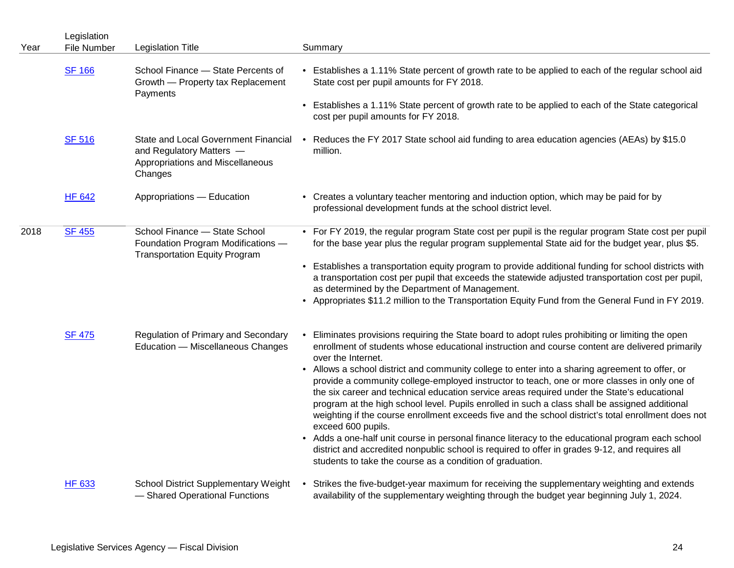| Year | Legislation File Number | Legislation Title | Summary |
|---|---|---|---|
| | SF 166 | School Finance — State Percents of Growth — Property tax Replacement Payments | • Establishes a 1.11% State percent of growth rate to be applied to each of the regular school aid State cost per pupil amounts for FY 2018.<br>• Establishes a 1.11% State percent of growth rate to be applied to each of the State categorical cost per pupil amounts for FY 2018. |
| | SF 516 | State and Local Government Financial and Regulatory Matters — Appropriations and Miscellaneous Changes | • Reduces the FY 2017 State school aid funding to area education agencies (AEAs) by $15.0 million. |
| | HF 642 | Appropriations — Education | • Creates a voluntary teacher mentoring and induction option, which may be paid for by professional development funds at the school district level. |
| 2018 | SF 455 | School Finance — State School Foundation Program Modifications — Transportation Equity Program | • For FY 2019, the regular program State cost per pupil is the regular program State cost per pupil for the base year plus the regular program supplemental State aid for the budget year, plus $5.<br>• Establishes a transportation equity program to provide additional funding for school districts with a transportation cost per pupil that exceeds the statewide adjusted transportation cost per pupil, as determined by the Department of Management.<br>• Appropriates $11.2 million to the Transportation Equity Fund from the General Fund in FY 2019. |
| | SF 475 | Regulation of Primary and Secondary Education — Miscellaneous Changes | • Eliminates provisions requiring the State board to adopt rules prohibiting or limiting the open enrollment of students whose educational instruction and course content are delivered primarily over the Internet.<br>• Allows a school district and community college to enter into a sharing agreement to offer, or provide a community college-employed instructor to teach, one or more classes in only one of the six career and technical education service areas required under the State's educational program at the high school level. Pupils enrolled in such a class shall be assigned additional weighting if the course enrollment exceeds five and the school district's total enrollment does not exceed 600 pupils.<br>• Adds a one-half unit course in personal finance literacy to the educational program each school district and accredited nonpublic school is required to offer in grades 9-12, and requires all students to take the course as a condition of graduation. |
| | HF 633 | School District Supplementary Weight — Shared Operational Functions | • Strikes the five-budget-year maximum for receiving the supplementary weighting and extends availability of the supplementary weighting through the budget year beginning July 1, 2024. |

Legislative Services Agency — Fiscal Division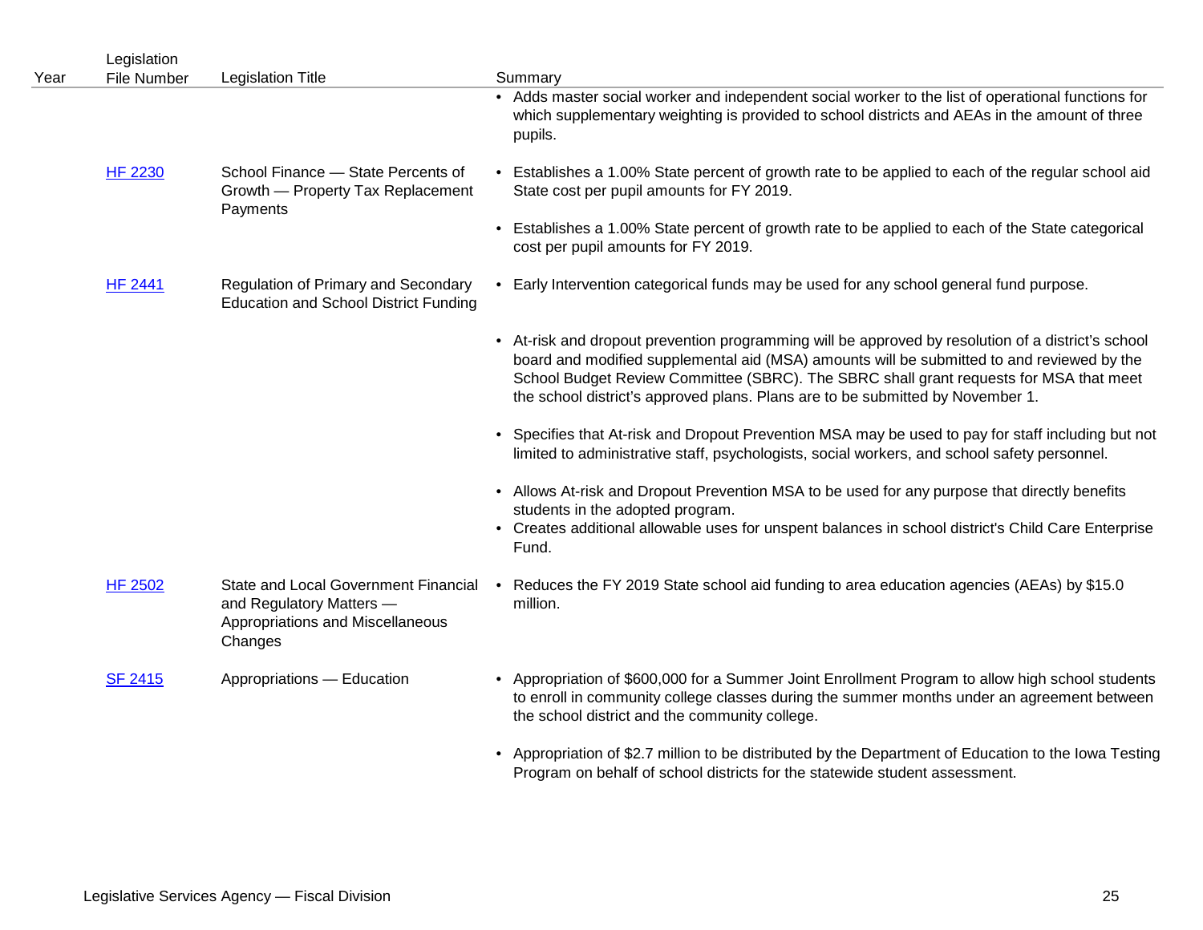| Year | Legislation File Number | Legislation Title | Summary |
|---|---|---|---|
| | | | • Adds master social worker and independent social worker to the list of operational functions for which supplementary weighting is provided to school districts and AEAs in the amount of three pupils. |
| | [HF 2230]() | School Finance — State Percents of Growth — Property Tax Replacement Payments | • Establishes a 1.00% State percent of growth rate to be applied to each of the regular school aid State cost per pupil amounts for FY 2019.<br>• Establishes a 1.00% State percent of growth rate to be applied to each of the State categorical cost per pupil amounts for FY 2019. |
| | [HF 2441]() | Regulation of Primary and Secondary Education and School District Funding | • Early Intervention categorical funds may be used for any school general fund purpose.<br>• At-risk and dropout prevention programming will be approved by resolution of a district's school board and modified supplemental aid (MSA) amounts will be submitted to and reviewed by the School Budget Review Committee (SBRC). The SBRC shall grant requests for MSA that meet the school district's approved plans. Plans are to be submitted by November 1.<br>• Specifies that At-risk and Dropout Prevention MSA may be used to pay for staff including but not limited to administrative staff, psychologists, social workers, and school safety personnel.<br>• Allows At-risk and Dropout Prevention MSA to be used for any purpose that directly benefits students in the adopted program.<br>• Creates additional allowable uses for unspent balances in school district's Child Care Enterprise Fund. |
| | [HF 2502]() | State and Local Government Financial and Regulatory Matters — Appropriations and Miscellaneous Changes | • Reduces the FY 2019 State school aid funding to area education agencies (AEAs) by $15.0 million. |
| | [SF 2415]() | Appropriations — Education | • Appropriation of $600,000 for a Summer Joint Enrollment Program to allow high school students to enroll in community college classes during the summer months under an agreement between the school district and the community college.<br>• Appropriation of $2.7 million to be distributed by the Department of Education to the Iowa Testing Program on behalf of school districts for the statewide student assessment. |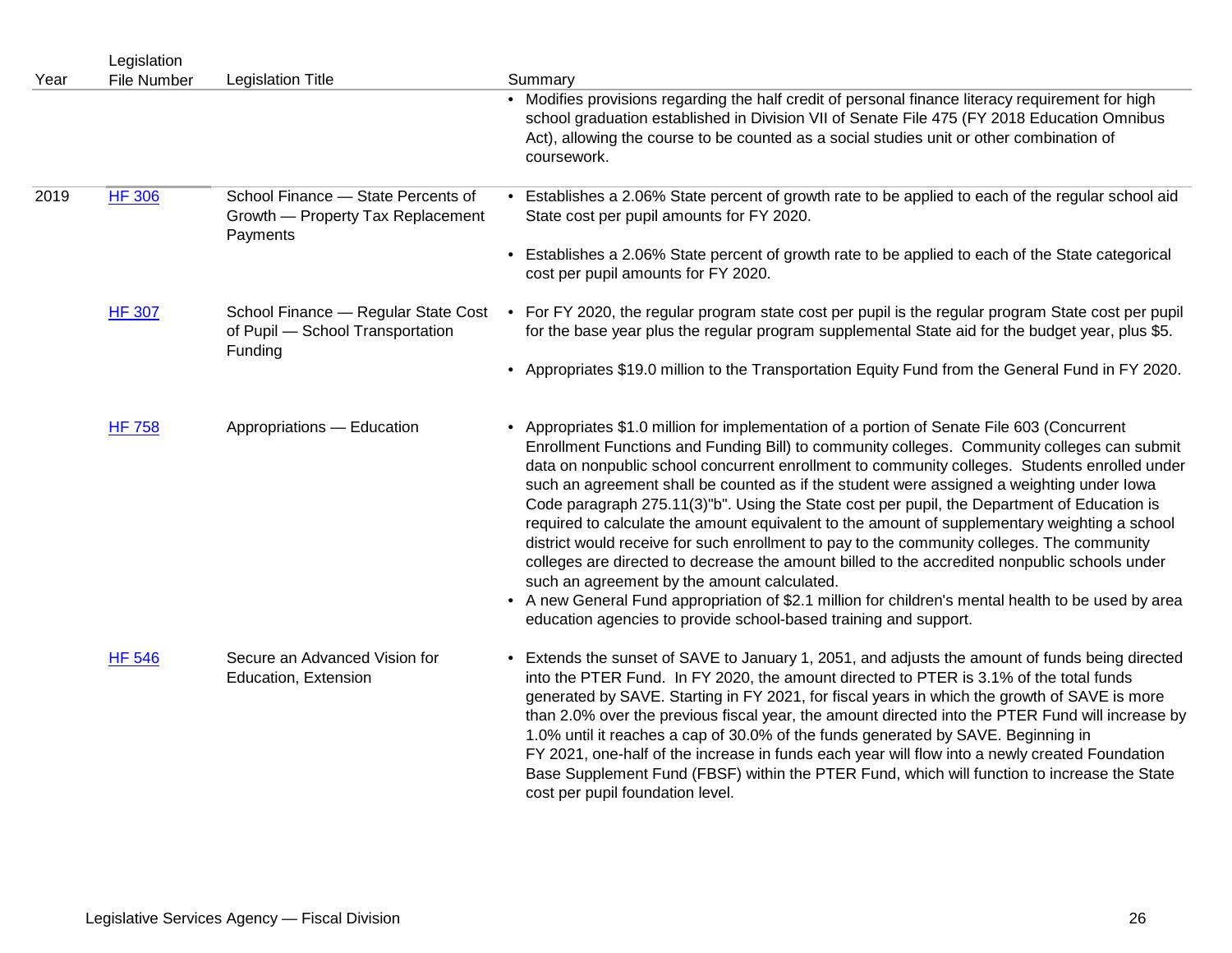| Year | Legislation File Number | Legislation Title | Summary |
|---|---|---|---|
| | | | • Modifies provisions regarding the half credit of personal finance literacy requirement for high school graduation established in Division VII of Senate File 475 (FY 2018 Education Omnibus Act), allowing the course to be counted as a social studies unit or other combination of coursework. |
| 2019 | HF 306 | School Finance — State Percents of Growth — Property Tax Replacement Payments | • Establishes a 2.06% State percent of growth rate to be applied to each of the regular school aid State cost per pupil amounts for FY 2020.<br>• Establishes a 2.06% State percent of growth rate to be applied to each of the State categorical cost per pupil amounts for FY 2020. |
| | HF 307 | School Finance — Regular State Cost of Pupil — School Transportation Funding | • For FY 2020, the regular program state cost per pupil is the regular program State cost per pupil for the base year plus the regular program supplemental State aid for the budget year, plus $5.<br>• Appropriates $19.0 million to the Transportation Equity Fund from the General Fund in FY 2020. |
| | HF 758 | Appropriations — Education | • Appropriates $1.0 million for implementation of a portion of Senate File 603 (Concurrent Enrollment Functions and Funding Bill) to community colleges. Community colleges can submit data on nonpublic school concurrent enrollment to community colleges. Students enrolled under such an agreement shall be counted as if the student were assigned a weighting under Iowa Code paragraph 275.11(3)"b". Using the State cost per pupil, the Department of Education is required to calculate the amount equivalent to the amount of supplementary weighting a school district would receive for such enrollment to pay to the community colleges. The community colleges are directed to decrease the amount billed to the accredited nonpublic schools under such an agreement by the amount calculated.<br>• A new General Fund appropriation of $2.1 million for children's mental health to be used by area education agencies to provide school-based training and support. |
| | HF 546 | Secure an Advanced Vision for Education, Extension | • Extends the sunset of SAVE to January 1, 2051, and adjusts the amount of funds being directed into the PTER Fund. In FY 2020, the amount directed to PTER is 3.1% of the total funds generated by SAVE. Starting in FY 2021, for fiscal years in which the growth of SAVE is more than 2.0% over the previous fiscal year, the amount directed into the PTER Fund will increase by 1.0% until it reaches a cap of 30.0% of the funds generated by SAVE. Beginning in FY 2021, one-half of the increase in funds each year will flow into a newly created Foundation Base Supplement Fund (FBSF) within the PTER Fund, which will function to increase the State cost per pupil foundation level. |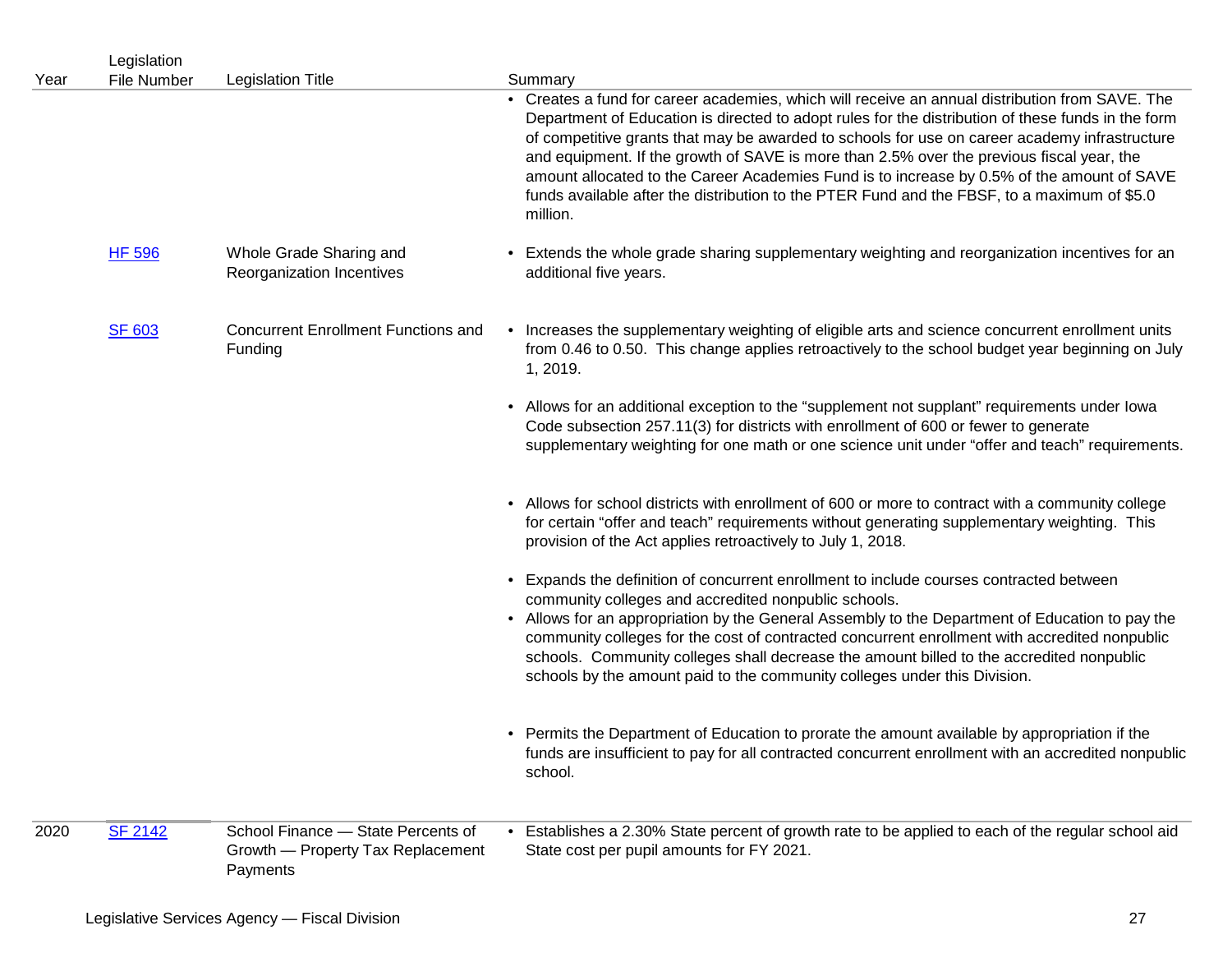| Year | Legislation File Number | Legislation Title | Summary |
|---|---|---|---|
| | | | • Creates a fund for career academies, which will receive an annual distribution from SAVE. The Department of Education is directed to adopt rules for the distribution of these funds in the form of competitive grants that may be awarded to schools for use on career academy infrastructure and equipment. If the growth of SAVE is more than 2.5% over the previous fiscal year, the amount allocated to the Career Academies Fund is to increase by 0.5% of the amount of SAVE funds available after the distribution to the PTER Fund and the FBSF, to a maximum of $5.0 million. |
| | HF 596 | Whole Grade Sharing and Reorganization Incentives | • Extends the whole grade sharing supplementary weighting and reorganization incentives for an additional five years. |
| | SF 603 | Concurrent Enrollment Functions and Funding | • Increases the supplementary weighting of eligible arts and science concurrent enrollment units from 0.46 to 0.50. This change applies retroactively to the school budget year beginning on July 1, 2019.<br><br>• Allows for an additional exception to the "supplement not supplant" requirements under Iowa Code subsection 257.11(3) for districts with enrollment of 600 or fewer to generate supplementary weighting for one math or one science unit under "offer and teach" requirements.<br><br>• Allows for school districts with enrollment of 600 or more to contract with a community college for certain "offer and teach" requirements without generating supplementary weighting. This provision of the Act applies retroactively to July 1, 2018.<br><br>• Expands the definition of concurrent enrollment to include courses contracted between community colleges and accredited nonpublic schools.<br>• Allows for an appropriation by the General Assembly to the Department of Education to pay the community colleges for the cost of contracted concurrent enrollment with accredited nonpublic schools. Community colleges shall decrease the amount billed to the accredited nonpublic schools by the amount paid to the community colleges under this Division.<br><br>• Permits the Department of Education to prorate the amount available by appropriation if the funds are insufficient to pay for all contracted concurrent enrollment with an accredited nonpublic school. |
| 2020 | SF 2142 | School Finance — State Percents of Growth — Property Tax Replacement Payments | • Establishes a 2.30% State percent of growth rate to be applied to each of the regular school aid State cost per pupil amounts for FY 2021. |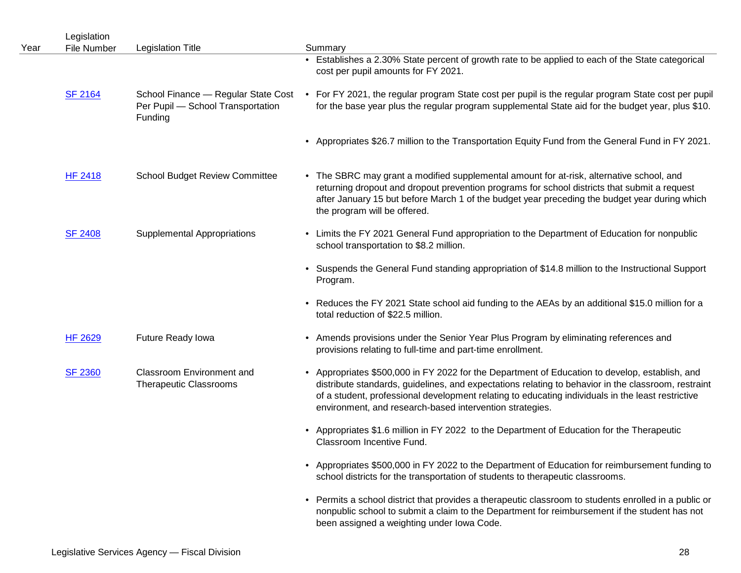| Year | Legislation File Number | Legislation Title | Summary |
|---|---|---|---|
| | | | • Establishes a 2.30% State percent of growth rate to be applied to each of the State categorical cost per pupil amounts for FY 2021. |
| | SF 2164 | School Finance — Regular State Cost Per Pupil — School Transportation Funding | • For FY 2021, the regular program State cost per pupil is the regular program State cost per pupil for the base year plus the regular program supplemental State aid for the budget year, plus $10. |
| | | | • Appropriates $26.7 million to the Transportation Equity Fund from the General Fund in FY 2021. |
| | HF 2418 | School Budget Review Committee | • The SBRC may grant a modified supplemental amount for at-risk, alternative school, and returning dropout and dropout prevention programs for school districts that submit a request after January 15 but before March 1 of the budget year preceding the budget year during which the program will be offered. |
| | SF 2408 | Supplemental Appropriations | • Limits the FY 2021 General Fund appropriation to the Department of Education for nonpublic school transportation to $8.2 million. |
| | | | • Suspends the General Fund standing appropriation of $14.8 million to the Instructional Support Program. |
| | | | • Reduces the FY 2021 State school aid funding to the AEAs by an additional $15.0 million for a total reduction of $22.5 million. |
| | HF 2629 | Future Ready Iowa | • Amends provisions under the Senior Year Plus Program by eliminating references and provisions relating to full-time and part-time enrollment. |
| | SF 2360 | Classroom Environment and Therapeutic Classrooms | • Appropriates $500,000 in FY 2022 for the Department of Education to develop, establish, and distribute standards, guidelines, and expectations relating to behavior in the classroom, restraint of a student, professional development relating to educating individuals in the least restrictive environment, and research-based intervention strategies. |
| | | | • Appropriates $1.6 million in FY 2022 to the Department of Education for the Therapeutic Classroom Incentive Fund. |
| | | | • Appropriates $500,000 in FY 2022 to the Department of Education for reimbursement funding to school districts for the transportation of students to therapeutic classrooms. |
| | | | • Permits a school district that provides a therapeutic classroom to students enrolled in a public or nonpublic school to submit a claim to the Department for reimbursement if the student has not been assigned a weighting under Iowa Code. |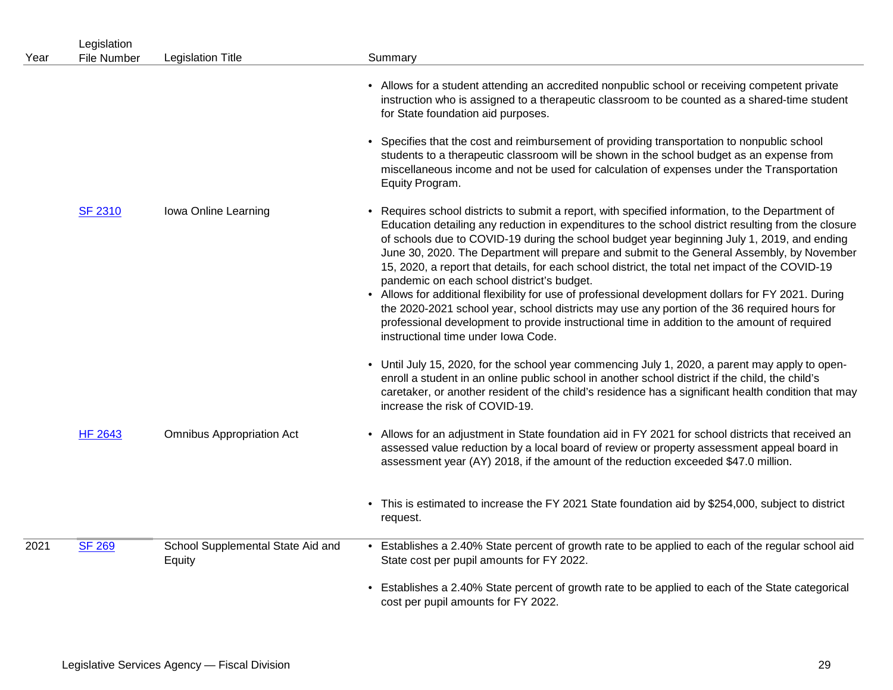| Year | Legislation File Number | Legislation Title | Summary |
|---|---|---|---|
| | | | • Allows for a student attending an accredited nonpublic school or receiving competent private instruction who is assigned to a therapeutic classroom to be counted as a shared-time student for State foundation aid purposes. |
| | | | • Specifies that the cost and reimbursement of providing transportation to nonpublic school students to a therapeutic classroom will be shown in the school budget as an expense from miscellaneous income and not be used for calculation of expenses under the Transportation Equity Program. |
| | SF 2310 | Iowa Online Learning | • Requires school districts to submit a report, with specified information, to the Department of Education detailing any reduction in expenditures to the school district resulting from the closure of schools due to COVID-19 during the school budget year beginning July 1, 2019, and ending June 30, 2020. The Department will prepare and submit to the General Assembly, by November 15, 2020, a report that details, for each school district, the total net impact of the COVID-19 pandemic on each school district's budget.<br>• Allows for additional flexibility for use of professional development dollars for FY 2021. During the 2020-2021 school year, school districts may use any portion of the 36 required hours for professional development to provide instructional time in addition to the amount of required instructional time under Iowa Code. |
| | | | • Until July 15, 2020, for the school year commencing July 1, 2020, a parent may apply to open-enroll a student in an online public school in another school district if the child, the child's caretaker, or another resident of the child's residence has a significant health condition that may increase the risk of COVID-19. |
| | HF 2643 | Omnibus Appropriation Act | • Allows for an adjustment in State foundation aid in FY 2021 for school districts that received an assessed value reduction by a local board of review or property assessment appeal board in assessment year (AY) 2018, if the amount of the reduction exceeded $47.0 million. |
| | | | • This is estimated to increase the FY 2021 State foundation aid by $254,000, subject to district request. |
| 2021 | SF 269 | School Supplemental State Aid and Equity | • Establishes a 2.40% State percent of growth rate to be applied to each of the regular school aid State cost per pupil amounts for FY 2022. |
| | | | • Establishes a 2.40% State percent of growth rate to be applied to each of the State categorical cost per pupil amounts for FY 2022. |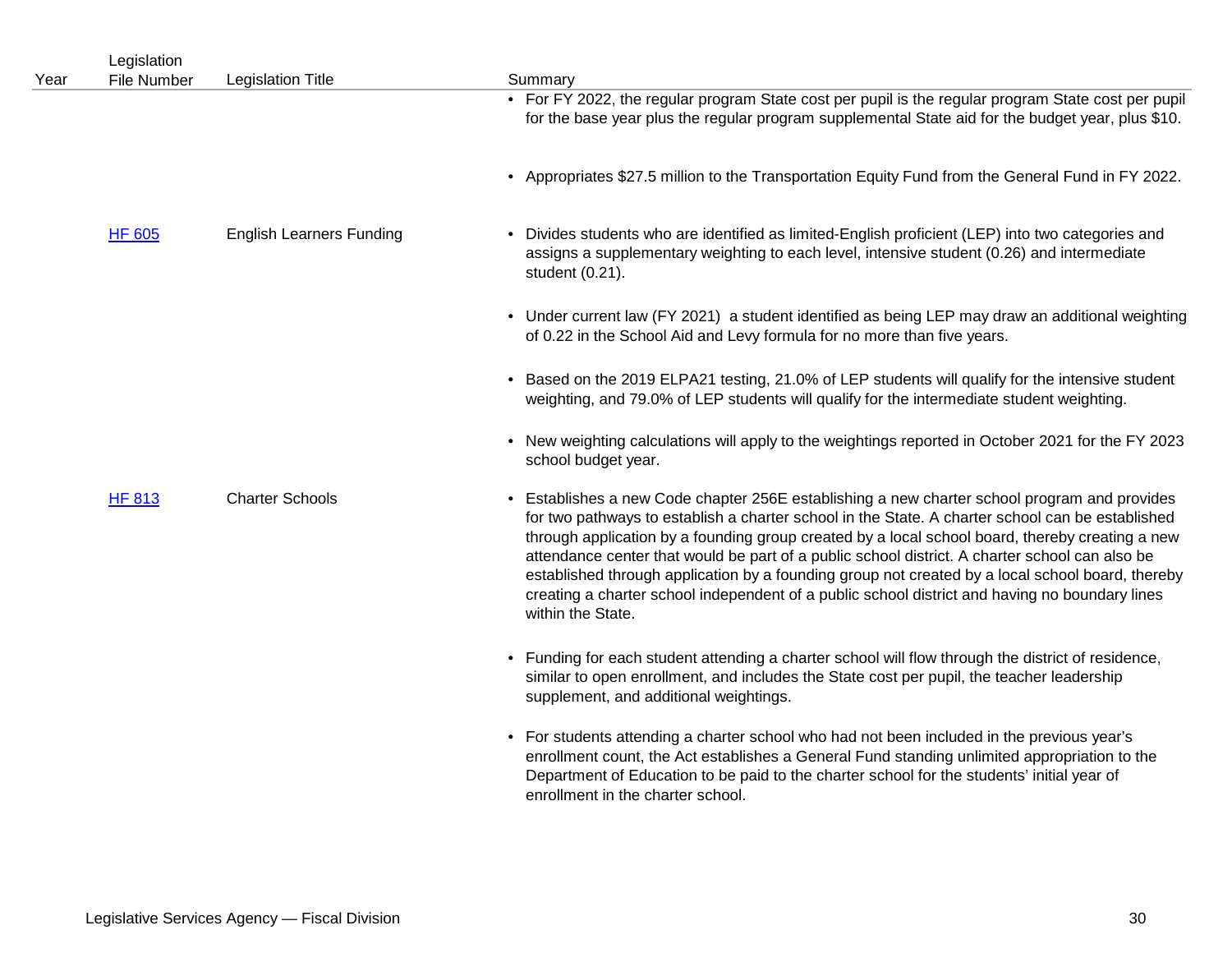| Year | Legislation File Number | Legislation Title | Summary |
|---|---|---|---|
| | | | • For FY 2022, the regular program State cost per pupil is the regular program State cost per pupil for the base year plus the regular program supplemental State aid for the budget year, plus $10. |
| | | | • Appropriates $27.5 million to the Transportation Equity Fund from the General Fund in FY 2022. |
| | HF 605 | English Learners Funding | • Divides students who are identified as limited-English proficient (LEP) into two categories and assigns a supplementary weighting to each level, intensive student (0.26) and intermediate student (0.21). |
| | | | • Under current law (FY 2021) a student identified as being LEP may draw an additional weighting of 0.22 in the School Aid and Levy formula for no more than five years. |
| | | | • Based on the 2019 ELPA21 testing, 21.0% of LEP students will qualify for the intensive student weighting, and 79.0% of LEP students will qualify for the intermediate student weighting. |
| | | | • New weighting calculations will apply to the weightings reported in October 2021 for the FY 2023 school budget year. |
| | HF 813 | Charter Schools | • Establishes a new Code chapter 256E establishing a new charter school program and provides for two pathways to establish a charter school in the State. A charter school can be established through application by a founding group created by a local school board, thereby creating a new attendance center that would be part of a public school district. A charter school can also be established through application by a founding group not created by a local school board, thereby creating a charter school independent of a public school district and having no boundary lines within the State. |
| | | | • Funding for each student attending a charter school will flow through the district of residence, similar to open enrollment, and includes the State cost per pupil, the teacher leadership supplement, and additional weightings. |
| | | | • For students attending a charter school who had not been included in the previous year's enrollment count, the Act establishes a General Fund standing unlimited appropriation to the Department of Education to be paid to the charter school for the students' initial year of enrollment in the charter school. |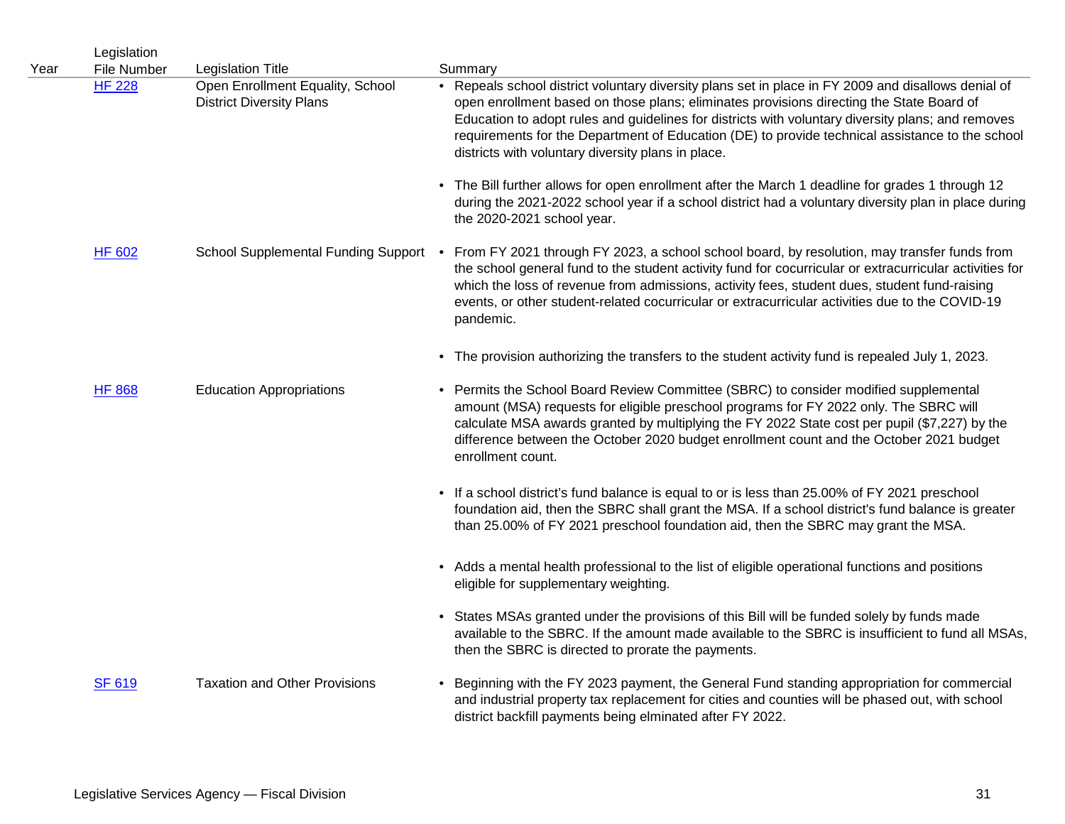| Year | Legislation File Number | Legislation Title | Summary |
|---|---|---|---|
| | HF 228 | Open Enrollment Equality, School District Diversity Plans | • Repeals school district voluntary diversity plans set in place in FY 2009 and disallows denial of open enrollment based on those plans; eliminates provisions directing the State Board of Education to adopt rules and guidelines for districts with voluntary diversity plans; and removes requirements for the Department of Education (DE) to provide technical assistance to the school districts with voluntary diversity plans in place.<br><br>• The Bill further allows for open enrollment after the March 1 deadline for grades 1 through 12 during the 2021-2022 school year if a school district had a voluntary diversity plan in place during the 2020-2021 school year. |
| | HF 602 | School Supplemental Funding Support | • From FY 2021 through FY 2023, a school school board, by resolution, may transfer funds from the school general fund to the student activity fund for cocurricular or extracurricular activities for which the loss of revenue from admissions, activity fees, student dues, student fund-raising events, or other student-related cocurricular or extracurricular activities due to the COVID-19 pandemic.<br><br>• The provision authorizing the transfers to the student activity fund is repealed July 1, 2023. |
| | HF 868 | Education Appropriations | • Permits the School Board Review Committee (SBRC) to consider modified supplemental amount (MSA) requests for eligible preschool programs for FY 2022 only. The SBRC will calculate MSA awards granted by multiplying the FY 2022 State cost per pupil ($7,227) by the difference between the October 2020 budget enrollment count and the October 2021 budget enrollment count.<br><br>• If a school district's fund balance is equal to or is less than 25.00% of FY 2021 preschool foundation aid, then the SBRC shall grant the MSA. If a school district's fund balance is greater than 25.00% of FY 2021 preschool foundation aid, then the SBRC may grant the MSA.<br><br>• Adds a mental health professional to the list of eligible operational functions and positions eligible for supplementary weighting.<br><br>• States MSAs granted under the provisions of this Bill will be funded solely by funds made available to the SBRC. If the amount made available to the SBRC is insufficient to fund all MSAs, then the SBRC is directed to prorate the payments. |
| | SF 619 | Taxation and Other Provisions | • Beginning with the FY 2023 payment, the General Fund standing appropriation for commercial and industrial property tax replacement for cities and counties will be phased out, with school district backfill payments being elminated after FY 2022. |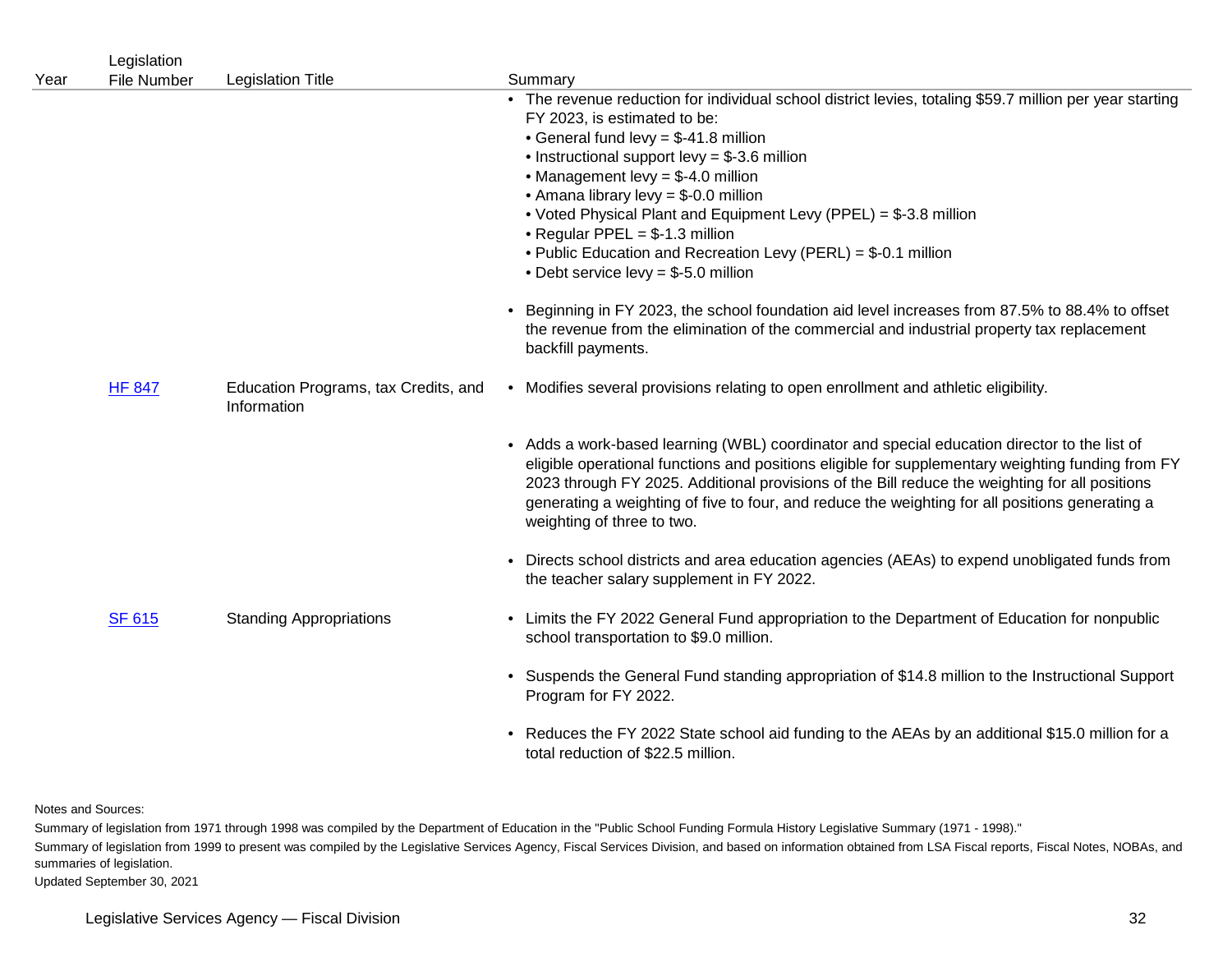| Year | Legislation File Number | Legislation Title | Summary |
|---|---|---|---|
| | | | • The revenue reduction for individual school district levies, totaling $59.7 million per year starting FY 2023, is estimated to be: • General fund levy = $-41.8 million • Instructional support levy = $-3.6 million • Management levy = $-4.0 million • Amana library levy = $-0.0 million • Voted Physical Plant and Equipment Levy (PPEL) = $-3.8 million • Regular PPEL = $-1.3 million • Public Education and Recreation Levy (PERL) = $-0.1 million • Debt service levy = $-5.0 million |
| | | | • Beginning in FY 2023, the school foundation aid level increases from 87.5% to 88.4% to offset the revenue from the elimination of the commercial and industrial property tax replacement backfill payments. |
| | HF 847 | Education Programs, tax Credits, and Information | • Modifies several provisions relating to open enrollment and athletic eligibility. |
| | | | • Adds a work-based learning (WBL) coordinator and special education director to the list of eligible operational functions and positions eligible for supplementary weighting funding from FY 2023 through FY 2025. Additional provisions of the Bill reduce the weighting for all positions generating a weighting of five to four, and reduce the weighting for all positions generating a weighting of three to two. |
| | | | • Directs school districts and area education agencies (AEAs) to expend unobligated funds from the teacher salary supplement in FY 2022. |
| | SF 615 | Standing Appropriations | • Limits the FY 2022 General Fund appropriation to the Department of Education for nonpublic school transportation to $9.0 million. |
| | | | • Suspends the General Fund standing appropriation of $14.8 million to the Instructional Support Program for FY 2022. |
| | | | • Reduces the FY 2022 State school aid funding to the AEAs by an additional $15.0 million for a total reduction of $22.5 million. |

Notes and Sources:

Summary of legislation from 1971 through 1998 was compiled by the Department of Education in the "Public School Funding Formula History Legislative Summary (1971 - 1998)."

Summary of legislation from 1999 to present was compiled by the Legislative Services Agency, Fiscal Services Division, and based on information obtained from LSA Fiscal reports, Fiscal Notes, NOBAs, and summaries of legislation.

Updated September 30, 2021